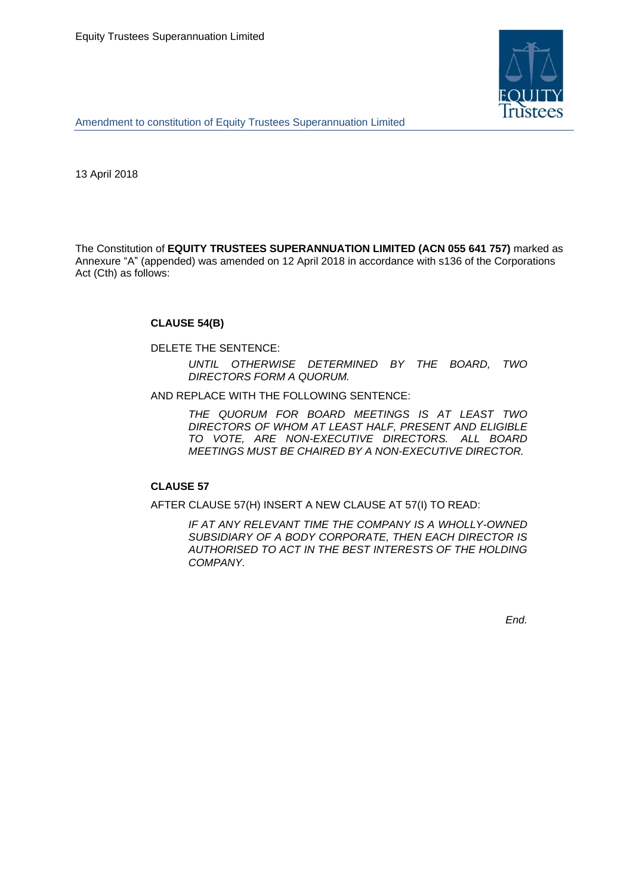Equity Trustees Superannuation Limited

Amendment to constitution of Equity Trustees Superannuation Limited

13 April 2018

The Constitution of **EQUITY TRUSTEES SUPERANNUATION LIMITED (ACN 055 641 757)** marked as Annexure "A" (appended) was amended on 12 April 2018 in accordance with s136 of the Corporations Act (Cth) as follows:

**CLAUSE 54(B)**

DELETE THE SENTENCE:

> *UNTIL OTHERWISE DETERMINED BY THE BOARD, TWO DIRECTORS FORM A QUORUM.*

AND REPLACE WITH THE FOLLOWING SENTENCE:

> *THE QUORUM FOR BOARD MEETINGS IS AT LEAST TWO DIRECTORS OF WHOM AT LEAST HALF, PRESENT AND ELIGIBLE TO VOTE, ARE NON-EXECUTIVE DIRECTORS. ALL BOARD MEETINGS MUST BE CHAIRED BY A NON-EXECUTIVE DIRECTOR.*

**CLAUSE 57**

AFTER CLAUSE 57(H) INSERT A NEW CLAUSE AT 57(I) TO READ:

> *IF AT ANY RELEVANT TIME THE COMPANY IS A WHOLLY-OWNED SUBSIDIARY OF A BODY CORPORATE, THEN EACH DIRECTOR IS AUTHORISED TO ACT IN THE BEST INTERESTS OF THE HOLDING COMPANY.*

*End.*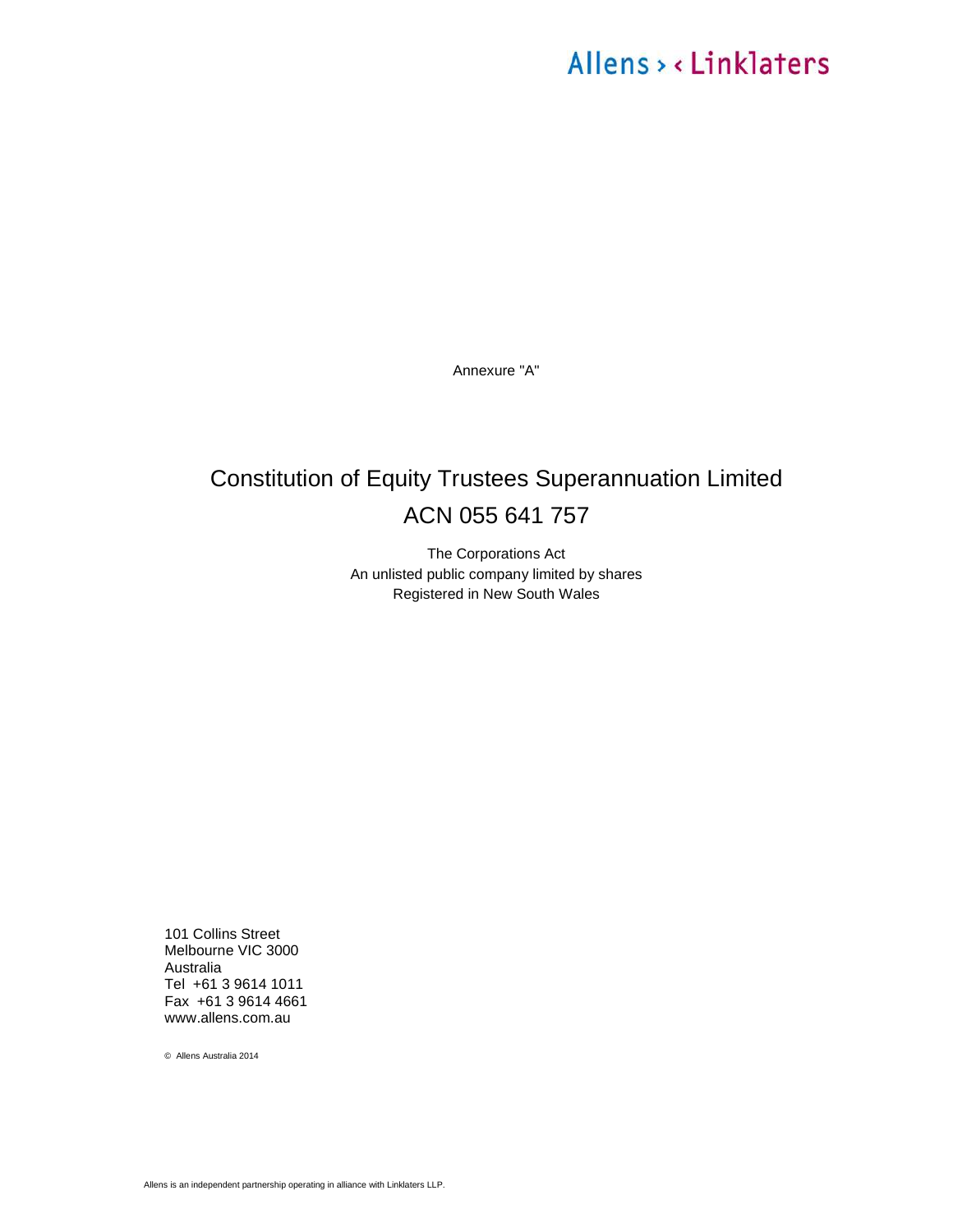Allens > < Linklaters

Annexure "A"

# Constitution of Equity Trustees Superannuation Limited
# ACN 055 641 757

The Corporations Act
An unlisted public company limited by shares
Registered in New South Wales

101 Collins Street
Melbourne VIC 3000
Australia
Tel +61 3 9614 1011
Fax +61 3 9614 4661
www.allens.com.au

© Allens Australia 2014

Allens is an independent partnership operating in alliance with Linklaters LLP.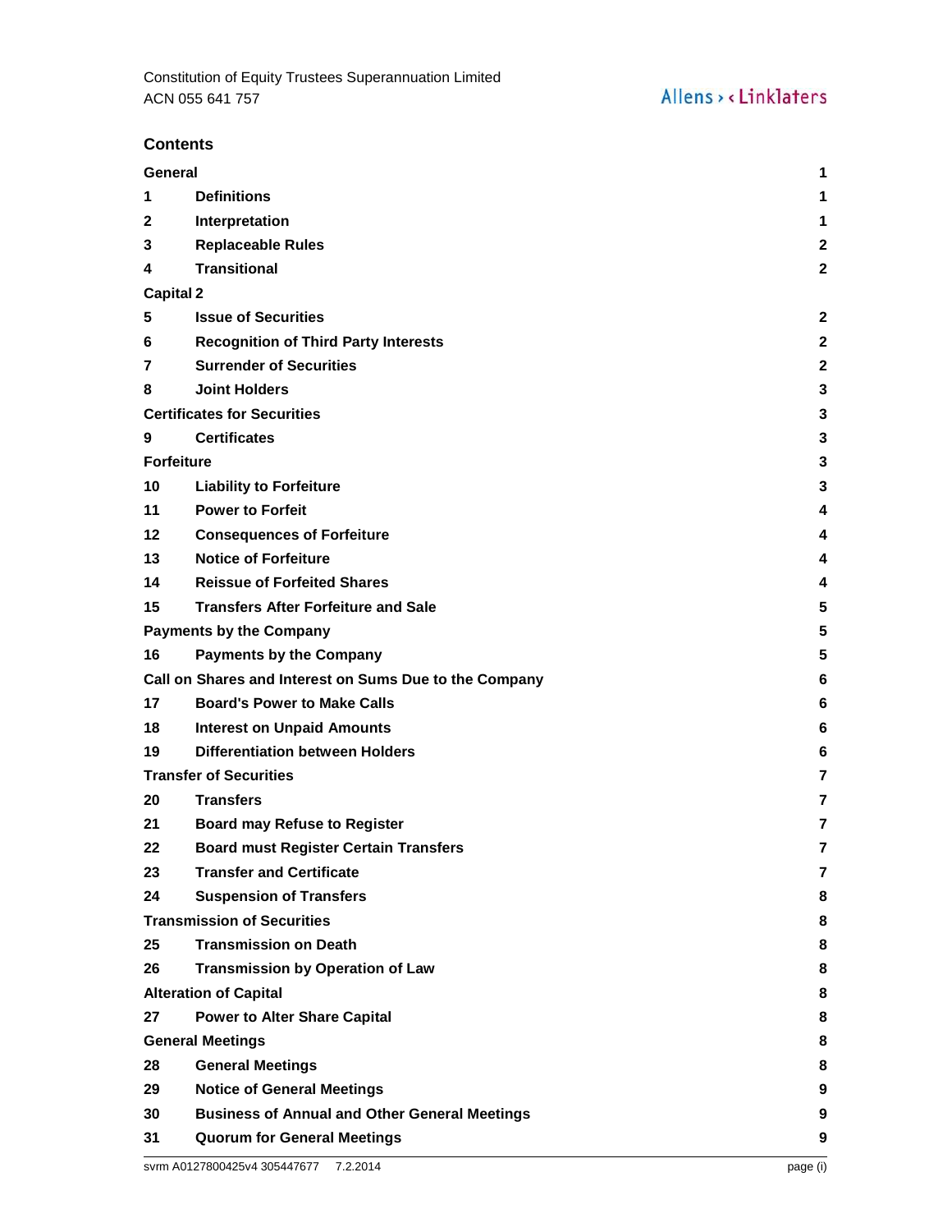## Contents

| | | |
|---|---|---|
| **General** | | **1** |
| **1** | **Definitions** | **1** |
| **2** | **Interpretation** | **1** |
| **3** | **Replaceable Rules** | **2** |
| **4** | **Transitional** | **2** |
| **Capital 2** | | |
| **5** | **Issue of Securities** | **2** |
| **6** | **Recognition of Third Party Interests** | **2** |
| **7** | **Surrender of Securities** | **2** |
| **8** | **Joint Holders** | **3** |
| **Certificates for Securities** | | **3** |
| **9** | **Certificates** | **3** |
| **Forfeiture** | | **3** |
| **10** | **Liability to Forfeiture** | **3** |
| **11** | **Power to Forfeit** | **4** |
| **12** | **Consequences of Forfeiture** | **4** |
| **13** | **Notice of Forfeiture** | **4** |
| **14** | **Reissue of Forfeited Shares** | **4** |
| **15** | **Transfers After Forfeiture and Sale** | **5** |
| **Payments by the Company** | | **5** |
| **16** | **Payments by the Company** | **5** |
| **Call on Shares and Interest on Sums Due to the Company** | | **6** |
| **17** | **Board's Power to Make Calls** | **6** |
| **18** | **Interest on Unpaid Amounts** | **6** |
| **19** | **Differentiation between Holders** | **6** |
| **Transfer of Securities** | | **7** |
| **20** | **Transfers** | **7** |
| **21** | **Board may Refuse to Register** | **7** |
| **22** | **Board must Register Certain Transfers** | **7** |
| **23** | **Transfer and Certificate** | **7** |
| **24** | **Suspension of Transfers** | **8** |
| **Transmission of Securities** | | **8** |
| **25** | **Transmission on Death** | **8** |
| **26** | **Transmission by Operation of Law** | **8** |
| **Alteration of Capital** | | **8** |
| **27** | **Power to Alter Share Capital** | **8** |
| **General Meetings** | | **8** |
| **28** | **General Meetings** | **8** |
| **29** | **Notice of General Meetings** | **9** |
| **30** | **Business of Annual and Other General Meetings** | **9** |
| **31** | **Quorum for General Meetings** | **9** |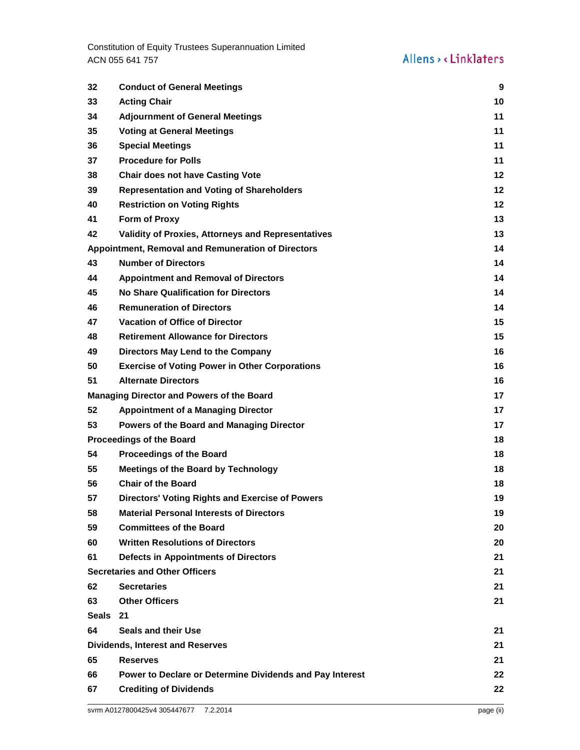| | | |
|---|---|---|
| 32 | **Conduct of General Meetings** | 9 |
| 33 | **Acting Chair** | 10 |
| 34 | **Adjournment of General Meetings** | 11 |
| 35 | **Voting at General Meetings** | 11 |
| 36 | **Special Meetings** | 11 |
| 37 | **Procedure for Polls** | 11 |
| 38 | **Chair does not have Casting Vote** | 12 |
| 39 | **Representation and Voting of Shareholders** | 12 |
| 40 | **Restriction on Voting Rights** | 12 |
| 41 | **Form of Proxy** | 13 |
| 42 | **Validity of Proxies, Attorneys and Representatives** | 13 |
| **Appointment, Removal and Remuneration of Directors** | | 14 |
| 43 | **Number of Directors** | 14 |
| 44 | **Appointment and Removal of Directors** | 14 |
| 45 | **No Share Qualification for Directors** | 14 |
| 46 | **Remuneration of Directors** | 14 |
| 47 | **Vacation of Office of Director** | 15 |
| 48 | **Retirement Allowance for Directors** | 15 |
| 49 | **Directors May Lend to the Company** | 16 |
| 50 | **Exercise of Voting Power in Other Corporations** | 16 |
| 51 | **Alternate Directors** | 16 |
| **Managing Director and Powers of the Board** | | 17 |
| 52 | **Appointment of a Managing Director** | 17 |
| 53 | **Powers of the Board and Managing Director** | 17 |
| **Proceedings of the Board** | | 18 |
| 54 | **Proceedings of the Board** | 18 |
| 55 | **Meetings of the Board by Technology** | 18 |
| 56 | **Chair of the Board** | 18 |
| 57 | **Directors' Voting Rights and Exercise of Powers** | 19 |
| 58 | **Material Personal Interests of Directors** | 19 |
| 59 | **Committees of the Board** | 20 |
| 60 | **Written Resolutions of Directors** | 20 |
| 61 | **Defects in Appointments of Directors** | 21 |
| **Secretaries and Other Officers** | | 21 |
| 62 | **Secretaries** | 21 |
| 63 | **Other Officers** | 21 |
| **Seals** | **21** | |
| 64 | **Seals and their Use** | 21 |
| **Dividends, Interest and Reserves** | | 21 |
| 65 | **Reserves** | 21 |
| 66 | **Power to Declare or Determine Dividends and Pay Interest** | 22 |
| 67 | **Crediting of Dividends** | 22 |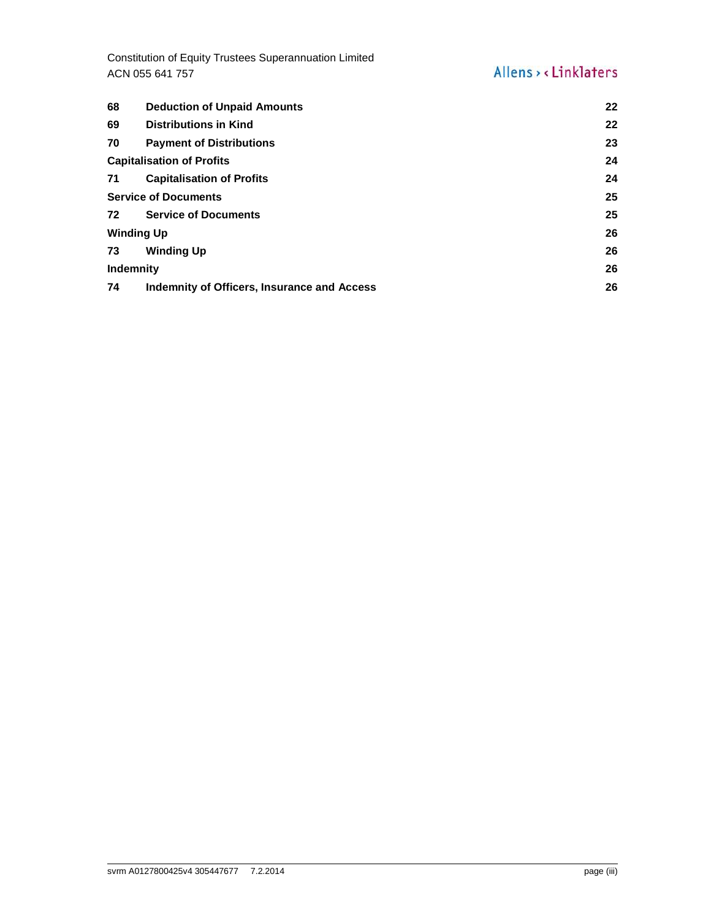| | | |
|---|---|---|
| **68** | **Deduction of Unpaid Amounts** | **22** |
| **69** | **Distributions in Kind** | **22** |
| **70** | **Payment of Distributions** | **23** |
| **Capitalisation of Profits** | | **24** |
| **71** | **Capitalisation of Profits** | **24** |
| **Service of Documents** | | **25** |
| **72** | **Service of Documents** | **25** |
| **Winding Up** | | **26** |
| **73** | **Winding Up** | **26** |
| **Indemnity** | | **26** |
| **74** | **Indemnity of Officers, Insurance and Access** | **26** |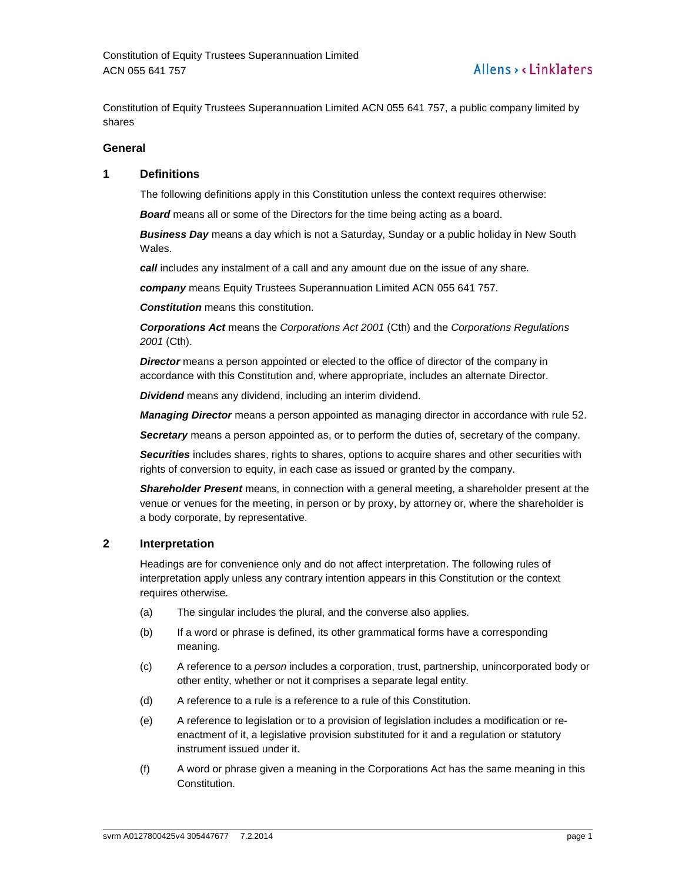Constitution of Equity Trustees Superannuation Limited ACN 055 641 757, a public company limited by shares

## General

### 1 Definitions

The following definitions apply in this Constitution unless the context requires otherwise:

***Board*** means all or some of the Directors for the time being acting as a board.

***Business Day*** means a day which is not a Saturday, Sunday or a public holiday in New South Wales.

***call*** includes any instalment of a call and any amount due on the issue of any share.

***company*** means Equity Trustees Superannuation Limited ACN 055 641 757.

***Constitution*** means this constitution.

***Corporations Act*** means the *Corporations Act 2001* (Cth) and the *Corporations Regulations 2001* (Cth).

***Director*** means a person appointed or elected to the office of director of the company in accordance with this Constitution and, where appropriate, includes an alternate Director.

***Dividend*** means any dividend, including an interim dividend.

***Managing Director*** means a person appointed as managing director in accordance with rule 52.

***Secretary*** means a person appointed as, or to perform the duties of, secretary of the company.

***Securities*** includes shares, rights to shares, options to acquire shares and other securities with rights of conversion to equity, in each case as issued or granted by the company.

***Shareholder Present*** means, in connection with a general meeting, a shareholder present at the venue or venues for the meeting, in person or by proxy, by attorney or, where the shareholder is a body corporate, by representative.

### 2 Interpretation

Headings are for convenience only and do not affect interpretation. The following rules of interpretation apply unless any contrary intention appears in this Constitution or the context requires otherwise.

(a) The singular includes the plural, and the converse also applies.

(b) If a word or phrase is defined, its other grammatical forms have a corresponding meaning.

(c) A reference to a *person* includes a corporation, trust, partnership, unincorporated body or other entity, whether or not it comprises a separate legal entity.

(d) A reference to a rule is a reference to a rule of this Constitution.

(e) A reference to legislation or to a provision of legislation includes a modification or re-enactment of it, a legislative provision substituted for it and a regulation or statutory instrument issued under it.

(f) A word or phrase given a meaning in the Corporations Act has the same meaning in this Constitution.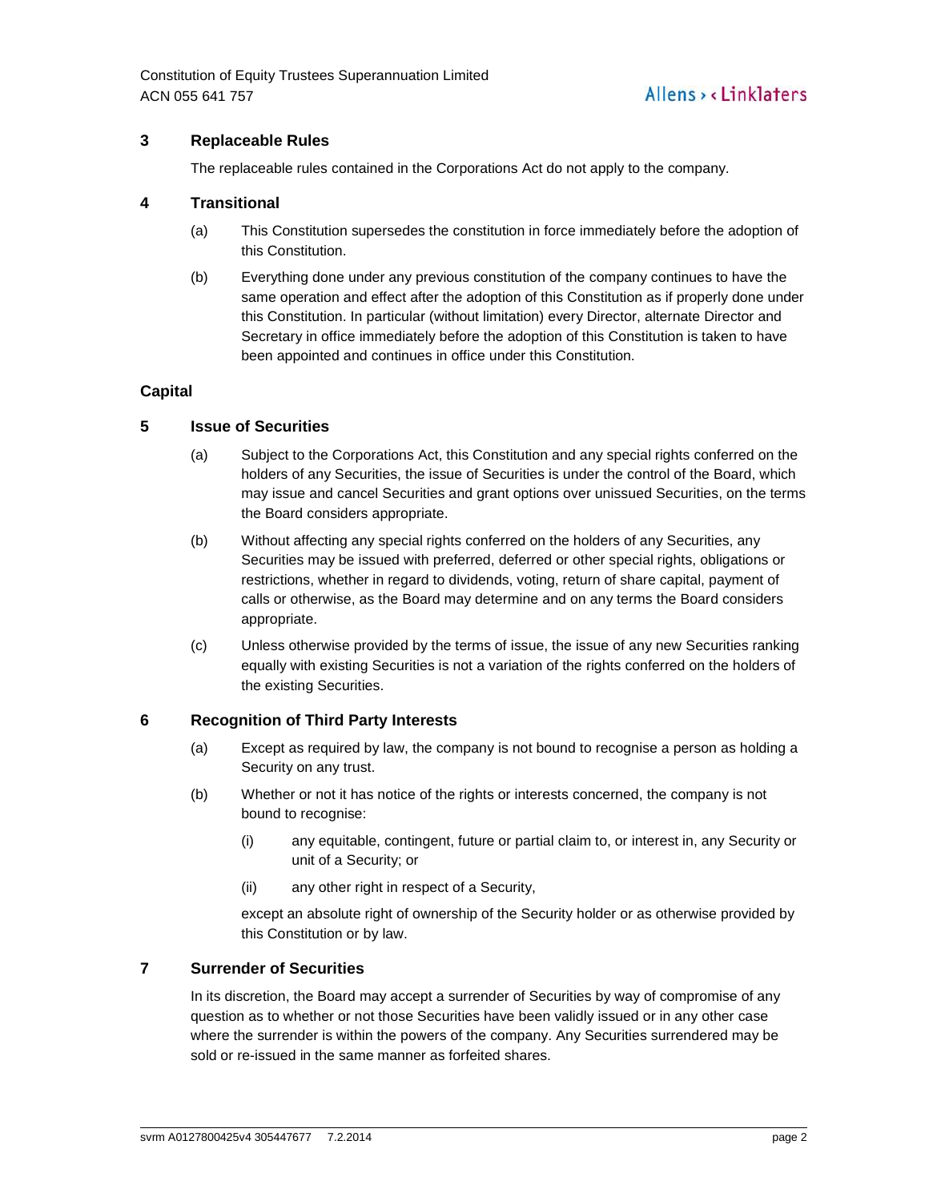## 3 Replaceable Rules

The replaceable rules contained in the Corporations Act do not apply to the company.

## 4 Transitional

(a) This Constitution supersedes the constitution in force immediately before the adoption of this Constitution.

(b) Everything done under any previous constitution of the company continues to have the same operation and effect after the adoption of this Constitution as if properly done under this Constitution. In particular (without limitation) every Director, alternate Director and Secretary in office immediately before the adoption of this Constitution is taken to have been appointed and continues in office under this Constitution.

# Capital

## 5 Issue of Securities

(a) Subject to the Corporations Act, this Constitution and any special rights conferred on the holders of any Securities, the issue of Securities is under the control of the Board, which may issue and cancel Securities and grant options over unissued Securities, on the terms the Board considers appropriate.

(b) Without affecting any special rights conferred on the holders of any Securities, any Securities may be issued with preferred, deferred or other special rights, obligations or restrictions, whether in regard to dividends, voting, return of share capital, payment of calls or otherwise, as the Board may determine and on any terms the Board considers appropriate.

(c) Unless otherwise provided by the terms of issue, the issue of any new Securities ranking equally with existing Securities is not a variation of the rights conferred on the holders of the existing Securities.

## 6 Recognition of Third Party Interests

(a) Except as required by law, the company is not bound to recognise a person as holding a Security on any trust.

(b) Whether or not it has notice of the rights or interests concerned, the company is not bound to recognise:

   (i) any equitable, contingent, future or partial claim to, or interest in, any Security or unit of a Security; or

   (ii) any other right in respect of a Security,

   except an absolute right of ownership of the Security holder or as otherwise provided by this Constitution or by law.

## 7 Surrender of Securities

In its discretion, the Board may accept a surrender of Securities by way of compromise of any question as to whether or not those Securities have been validly issued or in any other case where the surrender is within the powers of the company. Any Securities surrendered may be sold or re-issued in the same manner as forfeited shares.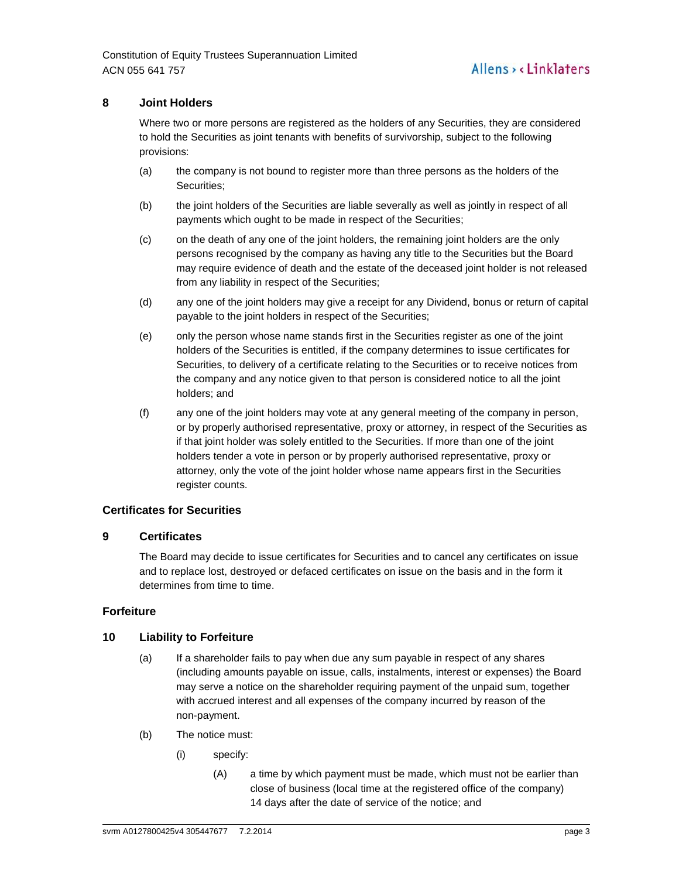## 8 Joint Holders

Where two or more persons are registered as the holders of any Securities, they are considered to hold the Securities as joint tenants with benefits of survivorship, subject to the following provisions:

(a) the company is not bound to register more than three persons as the holders of the Securities;

(b) the joint holders of the Securities are liable severally as well as jointly in respect of all payments which ought to be made in respect of the Securities;

(c) on the death of any one of the joint holders, the remaining joint holders are the only persons recognised by the company as having any title to the Securities but the Board may require evidence of death and the estate of the deceased joint holder is not released from any liability in respect of the Securities;

(d) any one of the joint holders may give a receipt for any Dividend, bonus or return of capital payable to the joint holders in respect of the Securities;

(e) only the person whose name stands first in the Securities register as one of the joint holders of the Securities is entitled, if the company determines to issue certificates for Securities, to delivery of a certificate relating to the Securities or to receive notices from the company and any notice given to that person is considered notice to all the joint holders; and

(f) any one of the joint holders may vote at any general meeting of the company in person, or by properly authorised representative, proxy or attorney, in respect of the Securities as if that joint holder was solely entitled to the Securities. If more than one of the joint holders tender a vote in person or by properly authorised representative, proxy or attorney, only the vote of the joint holder whose name appears first in the Securities register counts.

# Certificates for Securities

## 9 Certificates

The Board may decide to issue certificates for Securities and to cancel any certificates on issue and to replace lost, destroyed or defaced certificates on issue on the basis and in the form it determines from time to time.

# Forfeiture

## 10 Liability to Forfeiture

(a) If a shareholder fails to pay when due any sum payable in respect of any shares (including amounts payable on issue, calls, instalments, interest or expenses) the Board may serve a notice on the shareholder requiring payment of the unpaid sum, together with accrued interest and all expenses of the company incurred by reason of the non-payment.

(b) The notice must:

 (i) specify:

  (A) a time by which payment must be made, which must not be earlier than close of business (local time at the registered office of the company) 14 days after the date of service of the notice; and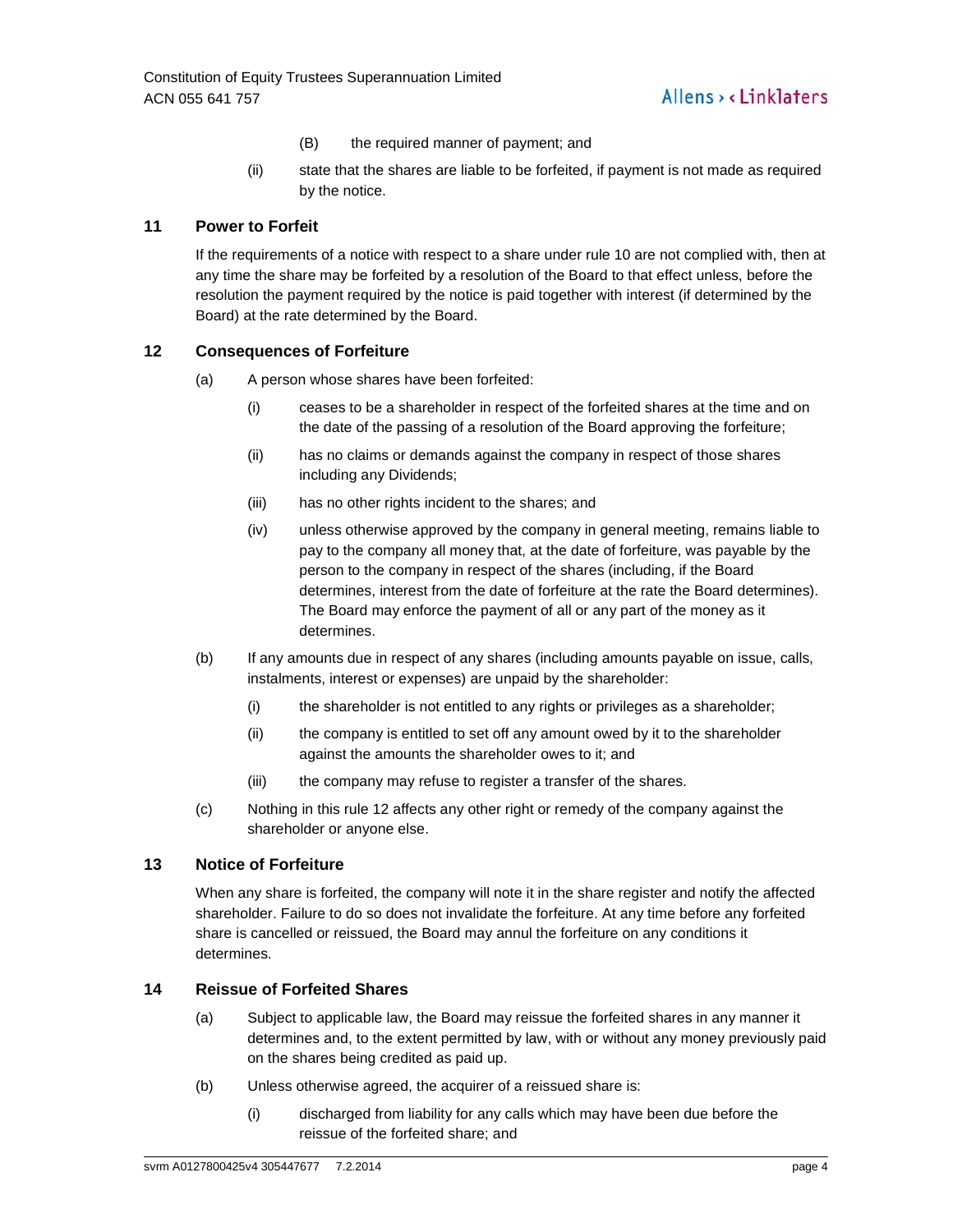(B) the required manner of payment; and

(ii) state that the shares are liable to be forfeited, if payment is not made as required by the notice.

## 11 Power to Forfeit

If the requirements of a notice with respect to a share under rule 10 are not complied with, then at any time the share may be forfeited by a resolution of the Board to that effect unless, before the resolution the payment required by the notice is paid together with interest (if determined by the Board) at the rate determined by the Board.

## 12 Consequences of Forfeiture

(a) A person whose shares have been forfeited:

(i) ceases to be a shareholder in respect of the forfeited shares at the time and on the date of the passing of a resolution of the Board approving the forfeiture;

(ii) has no claims or demands against the company in respect of those shares including any Dividends;

(iii) has no other rights incident to the shares; and

(iv) unless otherwise approved by the company in general meeting, remains liable to pay to the company all money that, at the date of forfeiture, was payable by the person to the company in respect of the shares (including, if the Board determines, interest from the date of forfeiture at the rate the Board determines). The Board may enforce the payment of all or any part of the money as it determines.

(b) If any amounts due in respect of any shares (including amounts payable on issue, calls, instalments, interest or expenses) are unpaid by the shareholder:

(i) the shareholder is not entitled to any rights or privileges as a shareholder;

(ii) the company is entitled to set off any amount owed by it to the shareholder against the amounts the shareholder owes to it; and

(iii) the company may refuse to register a transfer of the shares.

(c) Nothing in this rule 12 affects any other right or remedy of the company against the shareholder or anyone else.

## 13 Notice of Forfeiture

When any share is forfeited, the company will note it in the share register and notify the affected shareholder. Failure to do so does not invalidate the forfeiture. At any time before any forfeited share is cancelled or reissued, the Board may annul the forfeiture on any conditions it determines.

## 14 Reissue of Forfeited Shares

(a) Subject to applicable law, the Board may reissue the forfeited shares in any manner it determines and, to the extent permitted by law, with or without any money previously paid on the shares being credited as paid up.

(b) Unless otherwise agreed, the acquirer of a reissued share is:

(i) discharged from liability for any calls which may have been due before the reissue of the forfeited share; and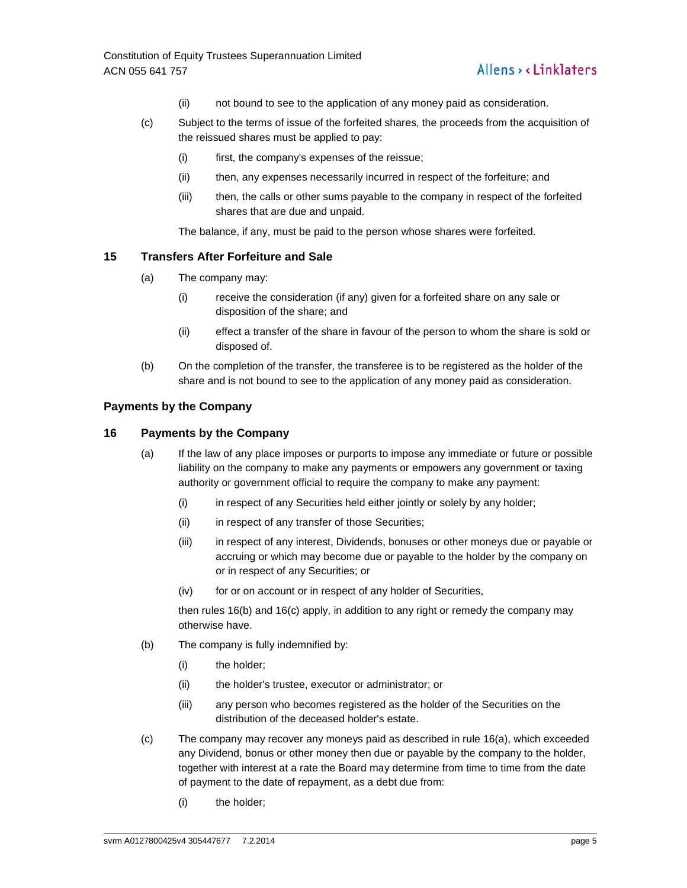(ii) not bound to see to the application of any money paid as consideration.

(c) Subject to the terms of issue of the forfeited shares, the proceeds from the acquisition of the reissued shares must be applied to pay:

(i) first, the company's expenses of the reissue;

(ii) then, any expenses necessarily incurred in respect of the forfeiture; and

(iii) then, the calls or other sums payable to the company in respect of the forfeited shares that are due and unpaid.

The balance, if any, must be paid to the person whose shares were forfeited.

## 15 Transfers After Forfeiture and Sale

(a) The company may:

(i) receive the consideration (if any) given for a forfeited share on any sale or disposition of the share; and

(ii) effect a transfer of the share in favour of the person to whom the share is sold or disposed of.

(b) On the completion of the transfer, the transferee is to be registered as the holder of the share and is not bound to see to the application of any money paid as consideration.

## Payments by the Company

## 16 Payments by the Company

(a) If the law of any place imposes or purports to impose any immediate or future or possible liability on the company to make any payments or empowers any government or taxing authority or government official to require the company to make any payment:

(i) in respect of any Securities held either jointly or solely by any holder;

(ii) in respect of any transfer of those Securities;

(iii) in respect of any interest, Dividends, bonuses or other moneys due or payable or accruing or which may become due or payable to the holder by the company on or in respect of any Securities; or

(iv) for or on account or in respect of any holder of Securities,

then rules 16(b) and 16(c) apply, in addition to any right or remedy the company may otherwise have.

(b) The company is fully indemnified by:

(i) the holder;

(ii) the holder's trustee, executor or administrator; or

(iii) any person who becomes registered as the holder of the Securities on the distribution of the deceased holder's estate.

(c) The company may recover any moneys paid as described in rule 16(a), which exceeded any Dividend, bonus or other money then due or payable by the company to the holder, together with interest at a rate the Board may determine from time to time from the date of payment to the date of repayment, as a debt due from:

(i) the holder;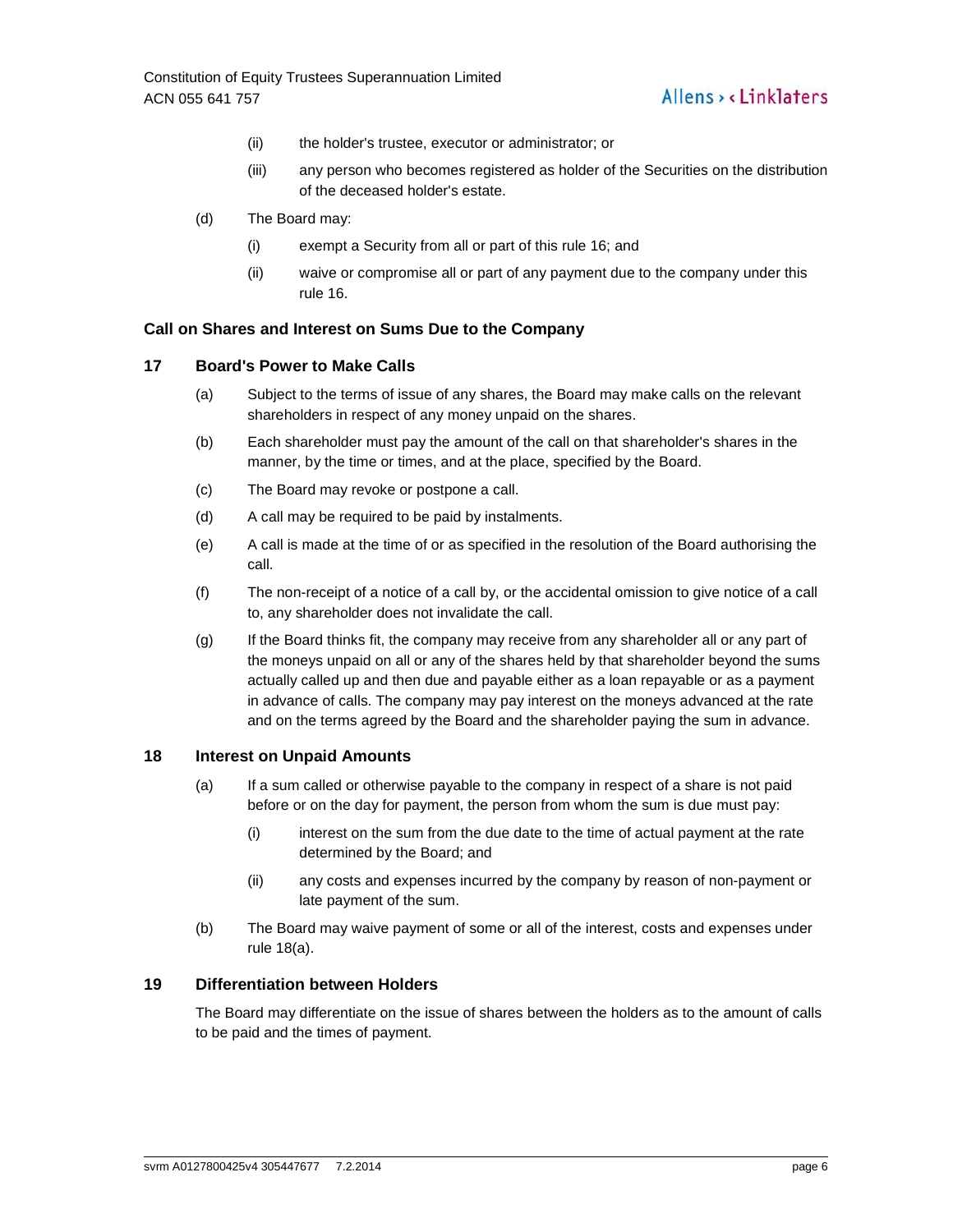(ii) the holder's trustee, executor or administrator; or

(iii) any person who becomes registered as holder of the Securities on the distribution of the deceased holder's estate.

(d) The Board may:

(i) exempt a Security from all or part of this rule 16; and

(ii) waive or compromise all or part of any payment due to the company under this rule 16.

## Call on Shares and Interest on Sums Due to the Company

### 17 Board's Power to Make Calls

(a) Subject to the terms of issue of any shares, the Board may make calls on the relevant shareholders in respect of any money unpaid on the shares.

(b) Each shareholder must pay the amount of the call on that shareholder's shares in the manner, by the time or times, and at the place, specified by the Board.

(c) The Board may revoke or postpone a call.

(d) A call may be required to be paid by instalments.

(e) A call is made at the time of or as specified in the resolution of the Board authorising the call.

(f) The non-receipt of a notice of a call by, or the accidental omission to give notice of a call to, any shareholder does not invalidate the call.

(g) If the Board thinks fit, the company may receive from any shareholder all or any part of the moneys unpaid on all or any of the shares held by that shareholder beyond the sums actually called up and then due and payable either as a loan repayable or as a payment in advance of calls. The company may pay interest on the moneys advanced at the rate and on the terms agreed by the Board and the shareholder paying the sum in advance.

### 18 Interest on Unpaid Amounts

(a) If a sum called or otherwise payable to the company in respect of a share is not paid before or on the day for payment, the person from whom the sum is due must pay:

(i) interest on the sum from the due date to the time of actual payment at the rate determined by the Board; and

(ii) any costs and expenses incurred by the company by reason of non-payment or late payment of the sum.

(b) The Board may waive payment of some or all of the interest, costs and expenses under rule 18(a).

### 19 Differentiation between Holders

The Board may differentiate on the issue of shares between the holders as to the amount of calls to be paid and the times of payment.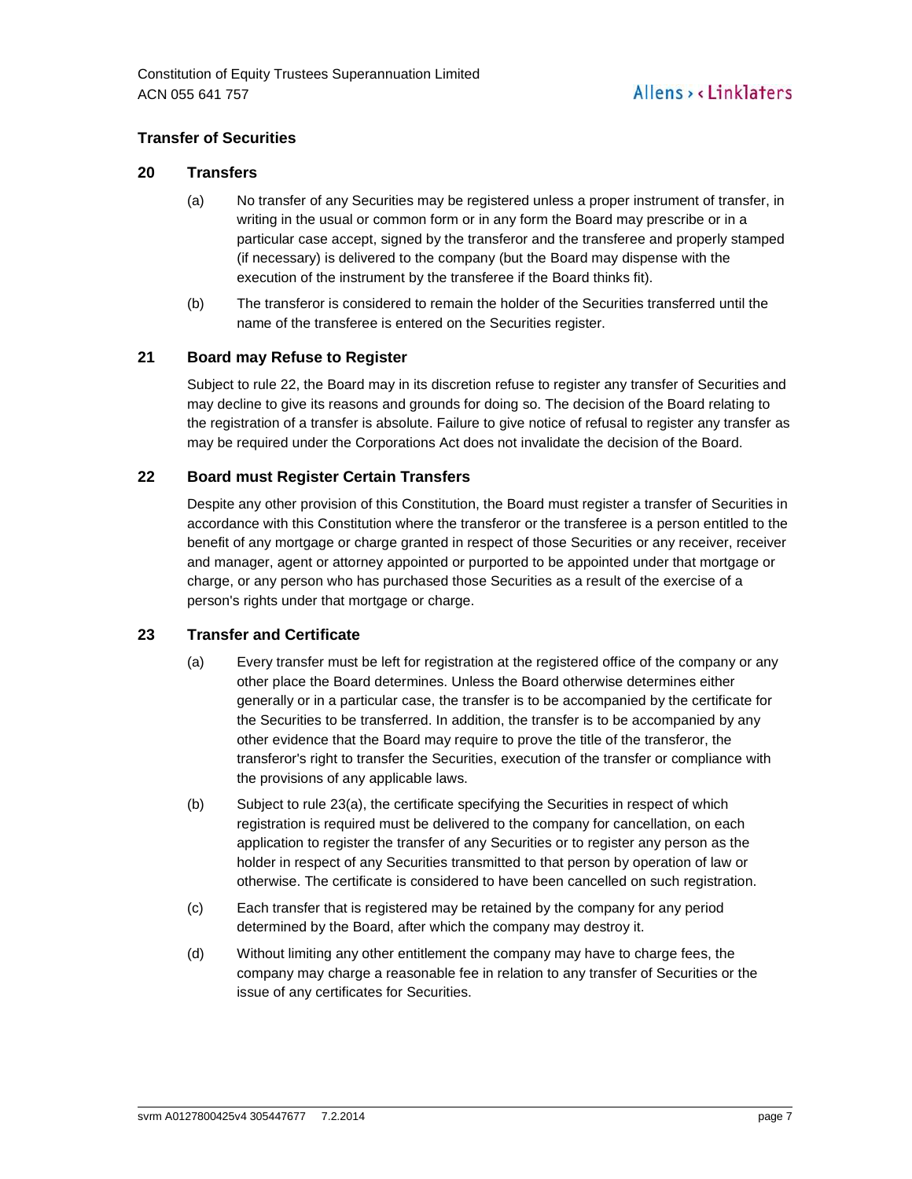## Transfer of Securities

### 20 Transfers

(a) No transfer of any Securities may be registered unless a proper instrument of transfer, in writing in the usual or common form or in any form the Board may prescribe or in a particular case accept, signed by the transferor and the transferee and properly stamped (if necessary) is delivered to the company (but the Board may dispense with the execution of the instrument by the transferee if the Board thinks fit).

(b) The transferor is considered to remain the holder of the Securities transferred until the name of the transferee is entered on the Securities register.

### 21 Board may Refuse to Register

Subject to rule 22, the Board may in its discretion refuse to register any transfer of Securities and may decline to give its reasons and grounds for doing so. The decision of the Board relating to the registration of a transfer is absolute. Failure to give notice of refusal to register any transfer as may be required under the Corporations Act does not invalidate the decision of the Board.

### 22 Board must Register Certain Transfers

Despite any other provision of this Constitution, the Board must register a transfer of Securities in accordance with this Constitution where the transferor or the transferee is a person entitled to the benefit of any mortgage or charge granted in respect of those Securities or any receiver, receiver and manager, agent or attorney appointed or purported to be appointed under that mortgage or charge, or any person who has purchased those Securities as a result of the exercise of a person's rights under that mortgage or charge.

### 23 Transfer and Certificate

(a) Every transfer must be left for registration at the registered office of the company or any other place the Board determines. Unless the Board otherwise determines either generally or in a particular case, the transfer is to be accompanied by the certificate for the Securities to be transferred. In addition, the transfer is to be accompanied by any other evidence that the Board may require to prove the title of the transferor, the transferor's right to transfer the Securities, execution of the transfer or compliance with the provisions of any applicable laws.

(b) Subject to rule 23(a), the certificate specifying the Securities in respect of which registration is required must be delivered to the company for cancellation, on each application to register the transfer of any Securities or to register any person as the holder in respect of any Securities transmitted to that person by operation of law or otherwise. The certificate is considered to have been cancelled on such registration.

(c) Each transfer that is registered may be retained by the company for any period determined by the Board, after which the company may destroy it.

(d) Without limiting any other entitlement the company may have to charge fees, the company may charge a reasonable fee in relation to any transfer of Securities or the issue of any certificates for Securities.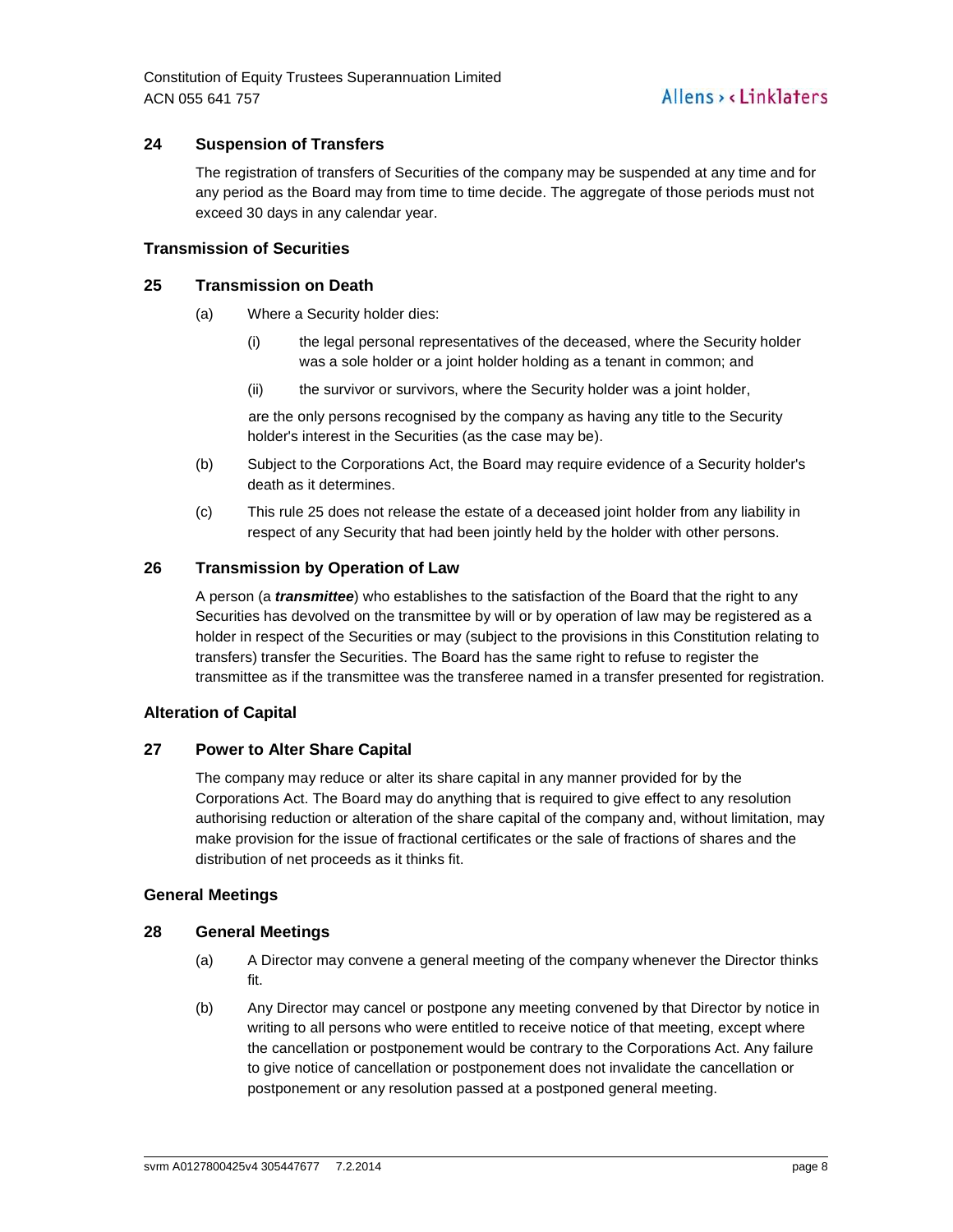## 24 Suspension of Transfers

The registration of transfers of Securities of the company may be suspended at any time and for any period as the Board may from time to time decide. The aggregate of those periods must not exceed 30 days in any calendar year.

### Transmission of Securities

## 25 Transmission on Death

(a) Where a Security holder dies:

   (i) the legal personal representatives of the deceased, where the Security holder was a sole holder or a joint holder holding as a tenant in common; and

   (ii) the survivor or survivors, where the Security holder was a joint holder,

   are the only persons recognised by the company as having any title to the Security holder's interest in the Securities (as the case may be).

(b) Subject to the Corporations Act, the Board may require evidence of a Security holder's death as it determines.

(c) This rule 25 does not release the estate of a deceased joint holder from any liability in respect of any Security that had been jointly held by the holder with other persons.

## 26 Transmission by Operation of Law

A person (a ***transmittee***) who establishes to the satisfaction of the Board that the right to any Securities has devolved on the transmittee by will or by operation of law may be registered as a holder in respect of the Securities or may (subject to the provisions in this Constitution relating to transfers) transfer the Securities. The Board has the same right to refuse to register the transmittee as if the transmittee was the transferee named in a transfer presented for registration.

### Alteration of Capital

## 27 Power to Alter Share Capital

The company may reduce or alter its share capital in any manner provided for by the Corporations Act. The Board may do anything that is required to give effect to any resolution authorising reduction or alteration of the share capital of the company and, without limitation, may make provision for the issue of fractional certificates or the sale of fractions of shares and the distribution of net proceeds as it thinks fit.

### General Meetings

## 28 General Meetings

(a) A Director may convene a general meeting of the company whenever the Director thinks fit.

(b) Any Director may cancel or postpone any meeting convened by that Director by notice in writing to all persons who were entitled to receive notice of that meeting, except where the cancellation or postponement would be contrary to the Corporations Act. Any failure to give notice of cancellation or postponement does not invalidate the cancellation or postponement or any resolution passed at a postponed general meeting.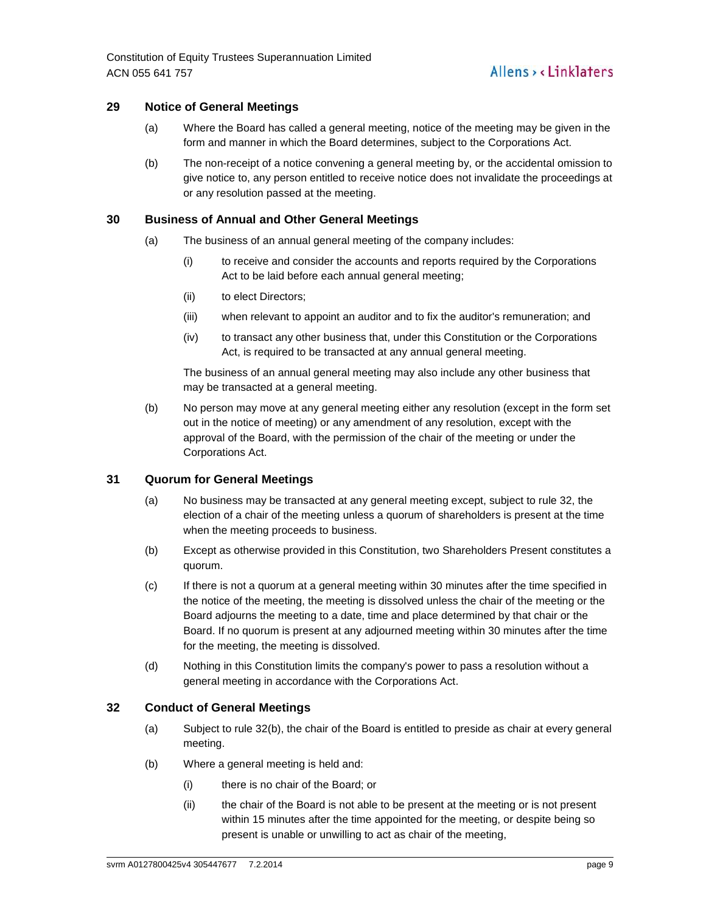## 29 Notice of General Meetings

(a) Where the Board has called a general meeting, notice of the meeting may be given in the form and manner in which the Board determines, subject to the Corporations Act.

(b) The non-receipt of a notice convening a general meeting by, or the accidental omission to give notice to, any person entitled to receive notice does not invalidate the proceedings at or any resolution passed at the meeting.

## 30 Business of Annual and Other General Meetings

(a) The business of an annual general meeting of the company includes:

  (i) to receive and consider the accounts and reports required by the Corporations Act to be laid before each annual general meeting;

  (ii) to elect Directors;

  (iii) when relevant to appoint an auditor and to fix the auditor's remuneration; and

  (iv) to transact any other business that, under this Constitution or the Corporations Act, is required to be transacted at any annual general meeting.

  The business of an annual general meeting may also include any other business that may be transacted at a general meeting.

(b) No person may move at any general meeting either any resolution (except in the form set out in the notice of meeting) or any amendment of any resolution, except with the approval of the Board, with the permission of the chair of the meeting or under the Corporations Act.

## 31 Quorum for General Meetings

(a) No business may be transacted at any general meeting except, subject to rule 32, the election of a chair of the meeting unless a quorum of shareholders is present at the time when the meeting proceeds to business.

(b) Except as otherwise provided in this Constitution, two Shareholders Present constitutes a quorum.

(c) If there is not a quorum at a general meeting within 30 minutes after the time specified in the notice of the meeting, the meeting is dissolved unless the chair of the meeting or the Board adjourns the meeting to a date, time and place determined by that chair or the Board. If no quorum is present at any adjourned meeting within 30 minutes after the time for the meeting, the meeting is dissolved.

(d) Nothing in this Constitution limits the company's power to pass a resolution without a general meeting in accordance with the Corporations Act.

## 32 Conduct of General Meetings

(a) Subject to rule 32(b), the chair of the Board is entitled to preside as chair at every general meeting.

(b) Where a general meeting is held and:

  (i) there is no chair of the Board; or

  (ii) the chair of the Board is not able to be present at the meeting or is not present within 15 minutes after the time appointed for the meeting, or despite being so present is unable or unwilling to act as chair of the meeting,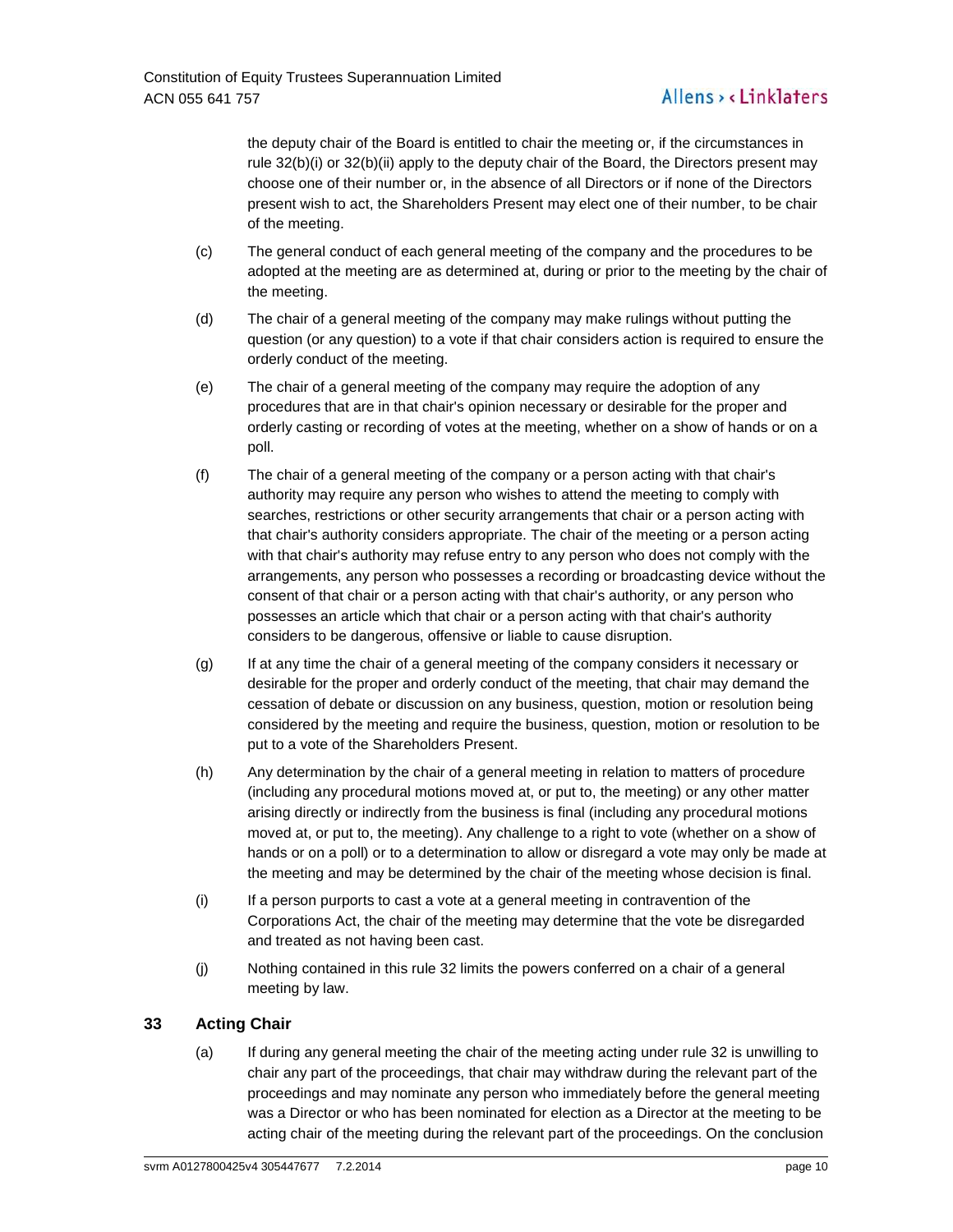the deputy chair of the Board is entitled to chair the meeting or, if the circumstances in rule 32(b)(i) or 32(b)(ii) apply to the deputy chair of the Board, the Directors present may choose one of their number or, in the absence of all Directors or if none of the Directors present wish to act, the Shareholders Present may elect one of their number, to be chair of the meeting.

(c) The general conduct of each general meeting of the company and the procedures to be adopted at the meeting are as determined at, during or prior to the meeting by the chair of the meeting.

(d) The chair of a general meeting of the company may make rulings without putting the question (or any question) to a vote if that chair considers action is required to ensure the orderly conduct of the meeting.

(e) The chair of a general meeting of the company may require the adoption of any procedures that are in that chair's opinion necessary or desirable for the proper and orderly casting or recording of votes at the meeting, whether on a show of hands or on a poll.

(f) The chair of a general meeting of the company or a person acting with that chair's authority may require any person who wishes to attend the meeting to comply with searches, restrictions or other security arrangements that chair or a person acting with that chair's authority considers appropriate. The chair of the meeting or a person acting with that chair's authority may refuse entry to any person who does not comply with the arrangements, any person who possesses a recording or broadcasting device without the consent of that chair or a person acting with that chair's authority, or any person who possesses an article which that chair or a person acting with that chair's authority considers to be dangerous, offensive or liable to cause disruption.

(g) If at any time the chair of a general meeting of the company considers it necessary or desirable for the proper and orderly conduct of the meeting, that chair may demand the cessation of debate or discussion on any business, question, motion or resolution being considered by the meeting and require the business, question, motion or resolution to be put to a vote of the Shareholders Present.

(h) Any determination by the chair of a general meeting in relation to matters of procedure (including any procedural motions moved at, or put to, the meeting) or any other matter arising directly or indirectly from the business is final (including any procedural motions moved at, or put to, the meeting). Any challenge to a right to vote (whether on a show of hands or on a poll) or to a determination to allow or disregard a vote may only be made at the meeting and may be determined by the chair of the meeting whose decision is final.

(i) If a person purports to cast a vote at a general meeting in contravention of the Corporations Act, the chair of the meeting may determine that the vote be disregarded and treated as not having been cast.

(j) Nothing contained in this rule 32 limits the powers conferred on a chair of a general meeting by law.

## 33 Acting Chair

(a) If during any general meeting the chair of the meeting acting under rule 32 is unwilling to chair any part of the proceedings, that chair may withdraw during the relevant part of the proceedings and may nominate any person who immediately before the general meeting was a Director or who has been nominated for election as a Director at the meeting to be acting chair of the meeting during the relevant part of the proceedings. On the conclusion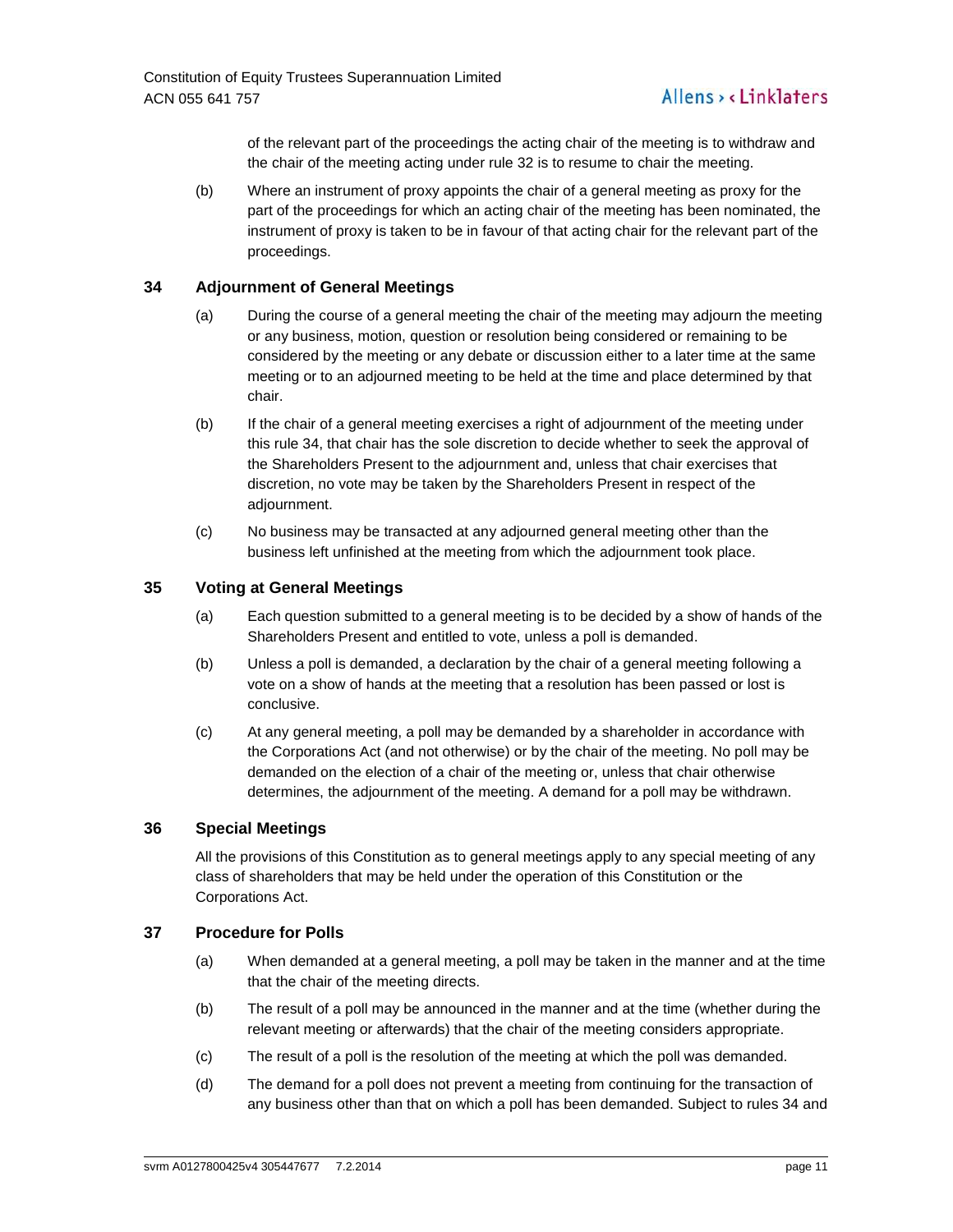of the relevant part of the proceedings the acting chair of the meeting is to withdraw and the chair of the meeting acting under rule 32 is to resume to chair the meeting.

(b) Where an instrument of proxy appoints the chair of a general meeting as proxy for the part of the proceedings for which an acting chair of the meeting has been nominated, the instrument of proxy is taken to be in favour of that acting chair for the relevant part of the proceedings.

## 34 Adjournment of General Meetings

(a) During the course of a general meeting the chair of the meeting may adjourn the meeting or any business, motion, question or resolution being considered or remaining to be considered by the meeting or any debate or discussion either to a later time at the same meeting or to an adjourned meeting to be held at the time and place determined by that chair.

(b) If the chair of a general meeting exercises a right of adjournment of the meeting under this rule 34, that chair has the sole discretion to decide whether to seek the approval of the Shareholders Present to the adjournment and, unless that chair exercises that discretion, no vote may be taken by the Shareholders Present in respect of the adjournment.

(c) No business may be transacted at any adjourned general meeting other than the business left unfinished at the meeting from which the adjournment took place.

## 35 Voting at General Meetings

(a) Each question submitted to a general meeting is to be decided by a show of hands of the Shareholders Present and entitled to vote, unless a poll is demanded.

(b) Unless a poll is demanded, a declaration by the chair of a general meeting following a vote on a show of hands at the meeting that a resolution has been passed or lost is conclusive.

(c) At any general meeting, a poll may be demanded by a shareholder in accordance with the Corporations Act (and not otherwise) or by the chair of the meeting. No poll may be demanded on the election of a chair of the meeting or, unless that chair otherwise determines, the adjournment of the meeting. A demand for a poll may be withdrawn.

## 36 Special Meetings

All the provisions of this Constitution as to general meetings apply to any special meeting of any class of shareholders that may be held under the operation of this Constitution or the Corporations Act.

## 37 Procedure for Polls

(a) When demanded at a general meeting, a poll may be taken in the manner and at the time that the chair of the meeting directs.

(b) The result of a poll may be announced in the manner and at the time (whether during the relevant meeting or afterwards) that the chair of the meeting considers appropriate.

(c) The result of a poll is the resolution of the meeting at which the poll was demanded.

(d) The demand for a poll does not prevent a meeting from continuing for the transaction of any business other than that on which a poll has been demanded. Subject to rules 34 and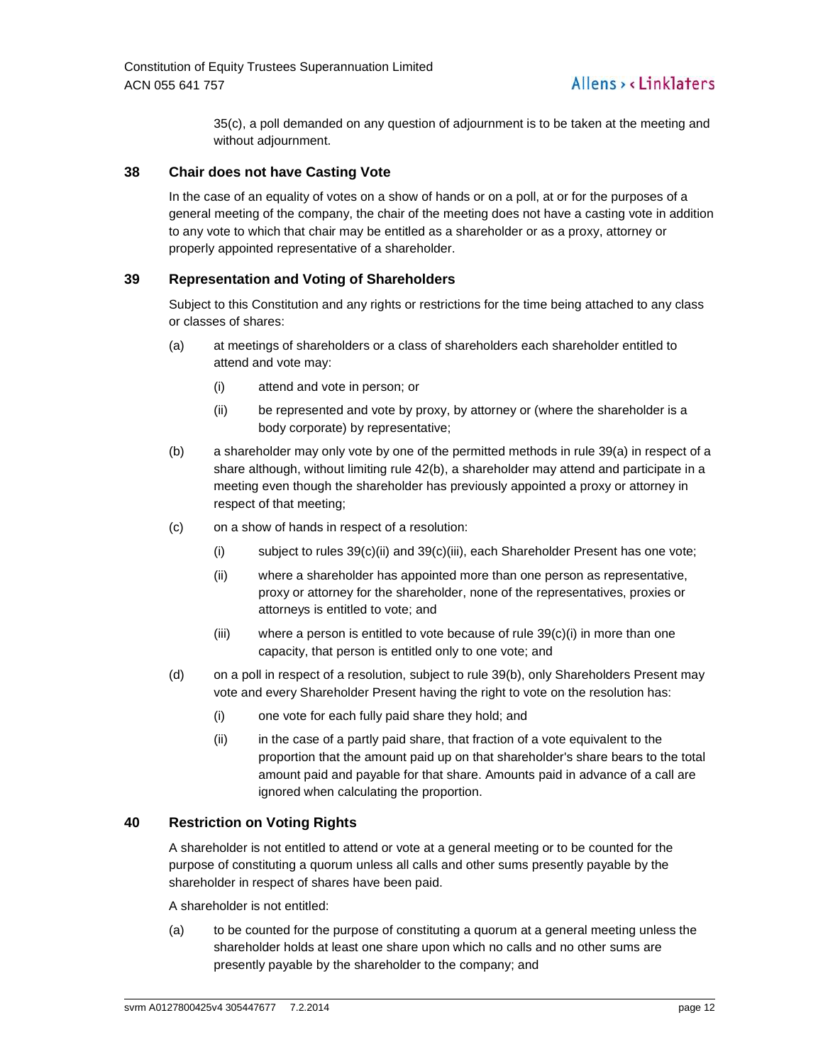35(c), a poll demanded on any question of adjournment is to be taken at the meeting and without adjournment.

## 38 Chair does not have Casting Vote

In the case of an equality of votes on a show of hands or on a poll, at or for the purposes of a general meeting of the company, the chair of the meeting does not have a casting vote in addition to any vote to which that chair may be entitled as a shareholder or as a proxy, attorney or properly appointed representative of a shareholder.

## 39 Representation and Voting of Shareholders

Subject to this Constitution and any rights or restrictions for the time being attached to any class or classes of shares:

(a) at meetings of shareholders or a class of shareholders each shareholder entitled to attend and vote may:

  (i) attend and vote in person; or

  (ii) be represented and vote by proxy, by attorney or (where the shareholder is a body corporate) by representative;

(b) a shareholder may only vote by one of the permitted methods in rule 39(a) in respect of a share although, without limiting rule 42(b), a shareholder may attend and participate in a meeting even though the shareholder has previously appointed a proxy or attorney in respect of that meeting;

(c) on a show of hands in respect of a resolution:

  (i) subject to rules 39(c)(ii) and 39(c)(iii), each Shareholder Present has one vote;

  (ii) where a shareholder has appointed more than one person as representative, proxy or attorney for the shareholder, none of the representatives, proxies or attorneys is entitled to vote; and

  (iii) where a person is entitled to vote because of rule 39(c)(i) in more than one capacity, that person is entitled only to one vote; and

(d) on a poll in respect of a resolution, subject to rule 39(b), only Shareholders Present may vote and every Shareholder Present having the right to vote on the resolution has:

  (i) one vote for each fully paid share they hold; and

  (ii) in the case of a partly paid share, that fraction of a vote equivalent to the proportion that the amount paid up on that shareholder's share bears to the total amount paid and payable for that share. Amounts paid in advance of a call are ignored when calculating the proportion.

## 40 Restriction on Voting Rights

A shareholder is not entitled to attend or vote at a general meeting or to be counted for the purpose of constituting a quorum unless all calls and other sums presently payable by the shareholder in respect of shares have been paid.

A shareholder is not entitled:

(a) to be counted for the purpose of constituting a quorum at a general meeting unless the shareholder holds at least one share upon which no calls and no other sums are presently payable by the shareholder to the company; and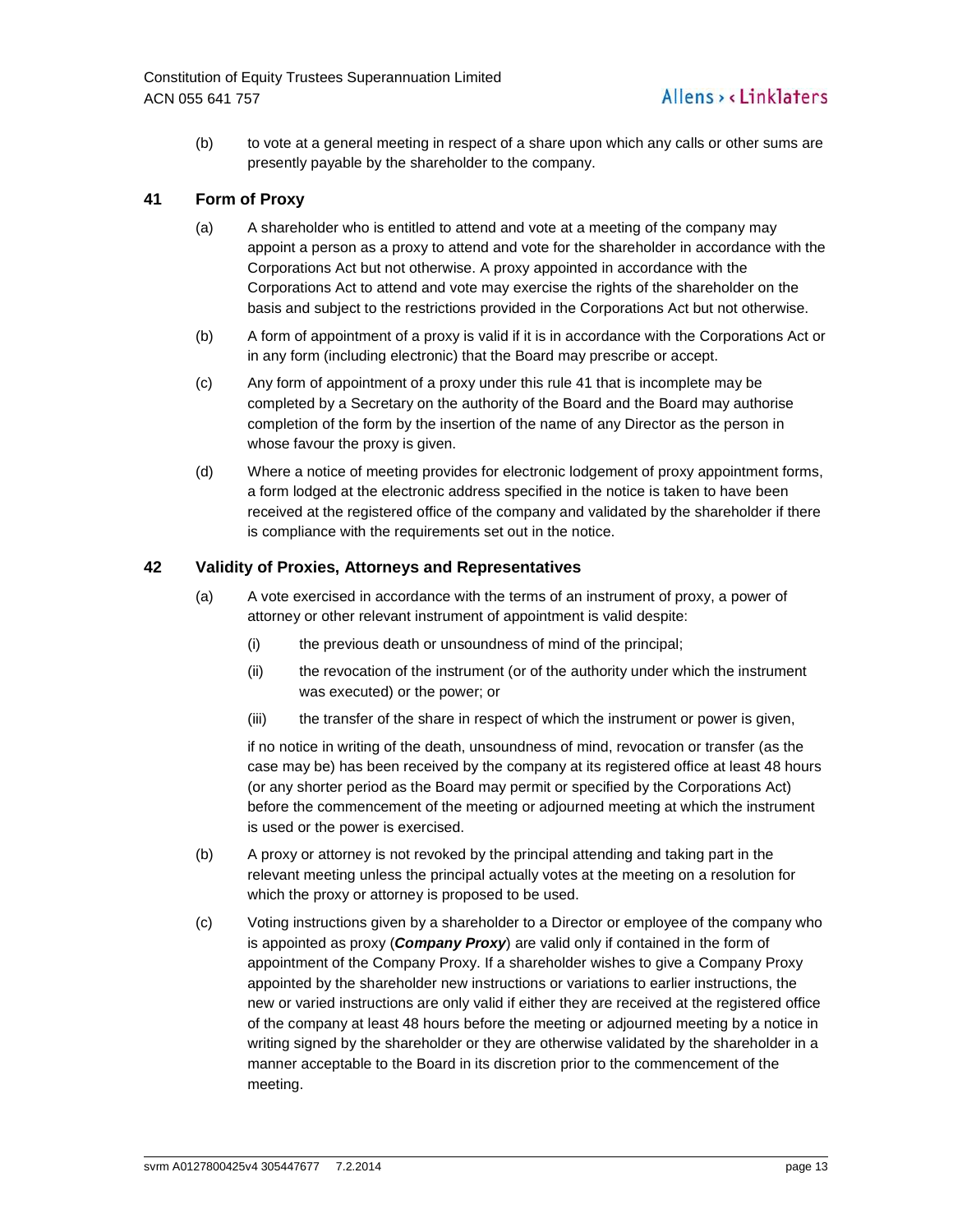(b) to vote at a general meeting in respect of a share upon which any calls or other sums are presently payable by the shareholder to the company.

## 41 Form of Proxy

(a) A shareholder who is entitled to attend and vote at a meeting of the company may appoint a person as a proxy to attend and vote for the shareholder in accordance with the Corporations Act but not otherwise. A proxy appointed in accordance with the Corporations Act to attend and vote may exercise the rights of the shareholder on the basis and subject to the restrictions provided in the Corporations Act but not otherwise.

(b) A form of appointment of a proxy is valid if it is in accordance with the Corporations Act or in any form (including electronic) that the Board may prescribe or accept.

(c) Any form of appointment of a proxy under this rule 41 that is incomplete may be completed by a Secretary on the authority of the Board and the Board may authorise completion of the form by the insertion of the name of any Director as the person in whose favour the proxy is given.

(d) Where a notice of meeting provides for electronic lodgement of proxy appointment forms, a form lodged at the electronic address specified in the notice is taken to have been received at the registered office of the company and validated by the shareholder if there is compliance with the requirements set out in the notice.

## 42 Validity of Proxies, Attorneys and Representatives

(a) A vote exercised in accordance with the terms of an instrument of proxy, a power of attorney or other relevant instrument of appointment is valid despite:

(i) the previous death or unsoundness of mind of the principal;

(ii) the revocation of the instrument (or of the authority under which the instrument was executed) or the power; or

(iii) the transfer of the share in respect of which the instrument or power is given,

if no notice in writing of the death, unsoundness of mind, revocation or transfer (as the case may be) has been received by the company at its registered office at least 48 hours (or any shorter period as the Board may permit or specified by the Corporations Act) before the commencement of the meeting or adjourned meeting at which the instrument is used or the power is exercised.

(b) A proxy or attorney is not revoked by the principal attending and taking part in the relevant meeting unless the principal actually votes at the meeting on a resolution for which the proxy or attorney is proposed to be used.

(c) Voting instructions given by a shareholder to a Director or employee of the company who is appointed as proxy (***Company Proxy***) are valid only if contained in the form of appointment of the Company Proxy. If a shareholder wishes to give a Company Proxy appointed by the shareholder new instructions or variations to earlier instructions, the new or varied instructions are only valid if either they are received at the registered office of the company at least 48 hours before the meeting or adjourned meeting by a notice in writing signed by the shareholder or they are otherwise validated by the shareholder in a manner acceptable to the Board in its discretion prior to the commencement of the meeting.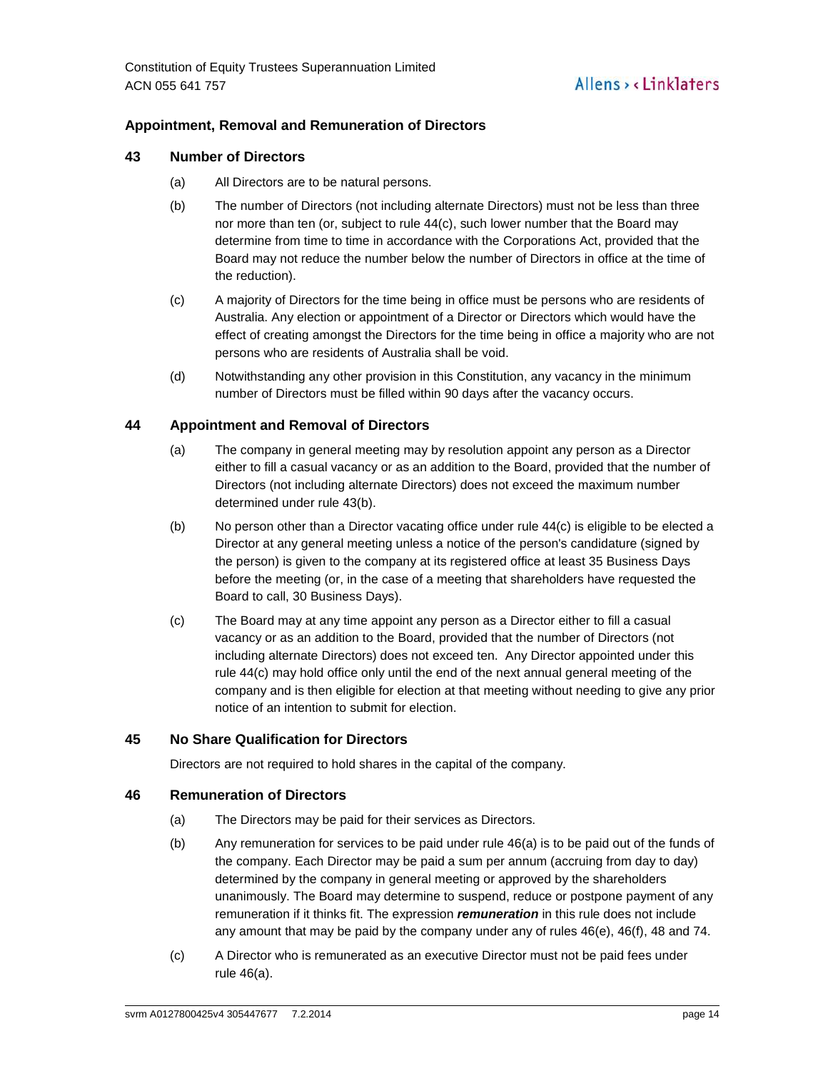## Appointment, Removal and Remuneration of Directors

### 43 Number of Directors

(a) All Directors are to be natural persons.

(b) The number of Directors (not including alternate Directors) must not be less than three nor more than ten (or, subject to rule 44(c), such lower number that the Board may determine from time to time in accordance with the Corporations Act, provided that the Board may not reduce the number below the number of Directors in office at the time of the reduction).

(c) A majority of Directors for the time being in office must be persons who are residents of Australia. Any election or appointment of a Director or Directors which would have the effect of creating amongst the Directors for the time being in office a majority who are not persons who are residents of Australia shall be void.

(d) Notwithstanding any other provision in this Constitution, any vacancy in the minimum number of Directors must be filled within 90 days after the vacancy occurs.

### 44 Appointment and Removal of Directors

(a) The company in general meeting may by resolution appoint any person as a Director either to fill a casual vacancy or as an addition to the Board, provided that the number of Directors (not including alternate Directors) does not exceed the maximum number determined under rule 43(b).

(b) No person other than a Director vacating office under rule 44(c) is eligible to be elected a Director at any general meeting unless a notice of the person's candidature (signed by the person) is given to the company at its registered office at least 35 Business Days before the meeting (or, in the case of a meeting that shareholders have requested the Board to call, 30 Business Days).

(c) The Board may at any time appoint any person as a Director either to fill a casual vacancy or as an addition to the Board, provided that the number of Directors (not including alternate Directors) does not exceed ten. Any Director appointed under this rule 44(c) may hold office only until the end of the next annual general meeting of the company and is then eligible for election at that meeting without needing to give any prior notice of an intention to submit for election.

### 45 No Share Qualification for Directors

Directors are not required to hold shares in the capital of the company.

### 46 Remuneration of Directors

(a) The Directors may be paid for their services as Directors.

(b) Any remuneration for services to be paid under rule 46(a) is to be paid out of the funds of the company. Each Director may be paid a sum per annum (accruing from day to day) determined by the company in general meeting or approved by the shareholders unanimously. The Board may determine to suspend, reduce or postpone payment of any remuneration if it thinks fit. The expression ***remuneration*** in this rule does not include any amount that may be paid by the company under any of rules 46(e), 46(f), 48 and 74.

(c) A Director who is remunerated as an executive Director must not be paid fees under rule 46(a).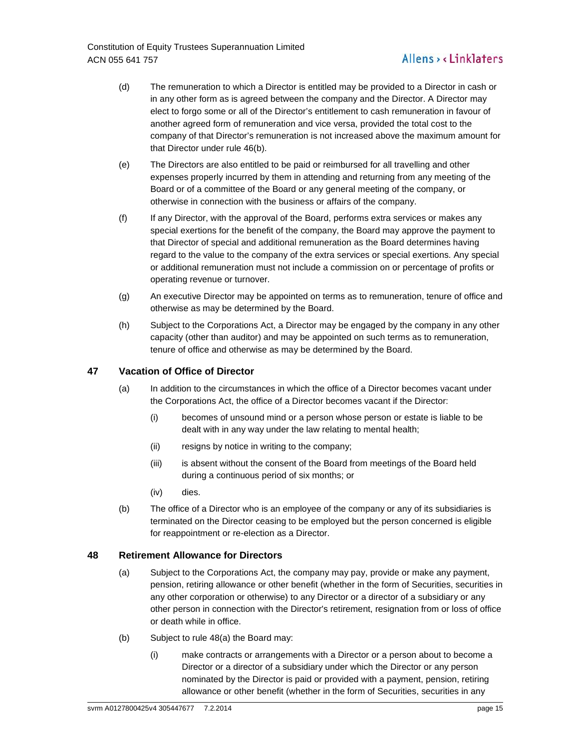(d) The remuneration to which a Director is entitled may be provided to a Director in cash or in any other form as is agreed between the company and the Director. A Director may elect to forgo some or all of the Director's entitlement to cash remuneration in favour of another agreed form of remuneration and vice versa, provided the total cost to the company of that Director's remuneration is not increased above the maximum amount for that Director under rule 46(b).

(e) The Directors are also entitled to be paid or reimbursed for all travelling and other expenses properly incurred by them in attending and returning from any meeting of the Board or of a committee of the Board or any general meeting of the company, or otherwise in connection with the business or affairs of the company.

(f) If any Director, with the approval of the Board, performs extra services or makes any special exertions for the benefit of the company, the Board may approve the payment to that Director of special and additional remuneration as the Board determines having regard to the value to the company of the extra services or special exertions. Any special or additional remuneration must not include a commission on or percentage of profits or operating revenue or turnover.

(g) An executive Director may be appointed on terms as to remuneration, tenure of office and otherwise as may be determined by the Board.

(h) Subject to the Corporations Act, a Director may be engaged by the company in any other capacity (other than auditor) and may be appointed on such terms as to remuneration, tenure of office and otherwise as may be determined by the Board.

## 47 Vacation of Office of Director

(a) In addition to the circumstances in which the office of a Director becomes vacant under the Corporations Act, the office of a Director becomes vacant if the Director:

  (i) becomes of unsound mind or a person whose person or estate is liable to be dealt with in any way under the law relating to mental health;

  (ii) resigns by notice in writing to the company;

  (iii) is absent without the consent of the Board from meetings of the Board held during a continuous period of six months; or

  (iv) dies.

(b) The office of a Director who is an employee of the company or any of its subsidiaries is terminated on the Director ceasing to be employed but the person concerned is eligible for reappointment or re-election as a Director.

## 48 Retirement Allowance for Directors

(a) Subject to the Corporations Act, the company may pay, provide or make any payment, pension, retiring allowance or other benefit (whether in the form of Securities, securities in any other corporation or otherwise) to any Director or a director of a subsidiary or any other person in connection with the Director's retirement, resignation from or loss of office or death while in office.

(b) Subject to rule 48(a) the Board may:

  (i) make contracts or arrangements with a Director or a person about to become a Director or a director of a subsidiary under which the Director or any person nominated by the Director is paid or provided with a payment, pension, retiring allowance or other benefit (whether in the form of Securities, securities in any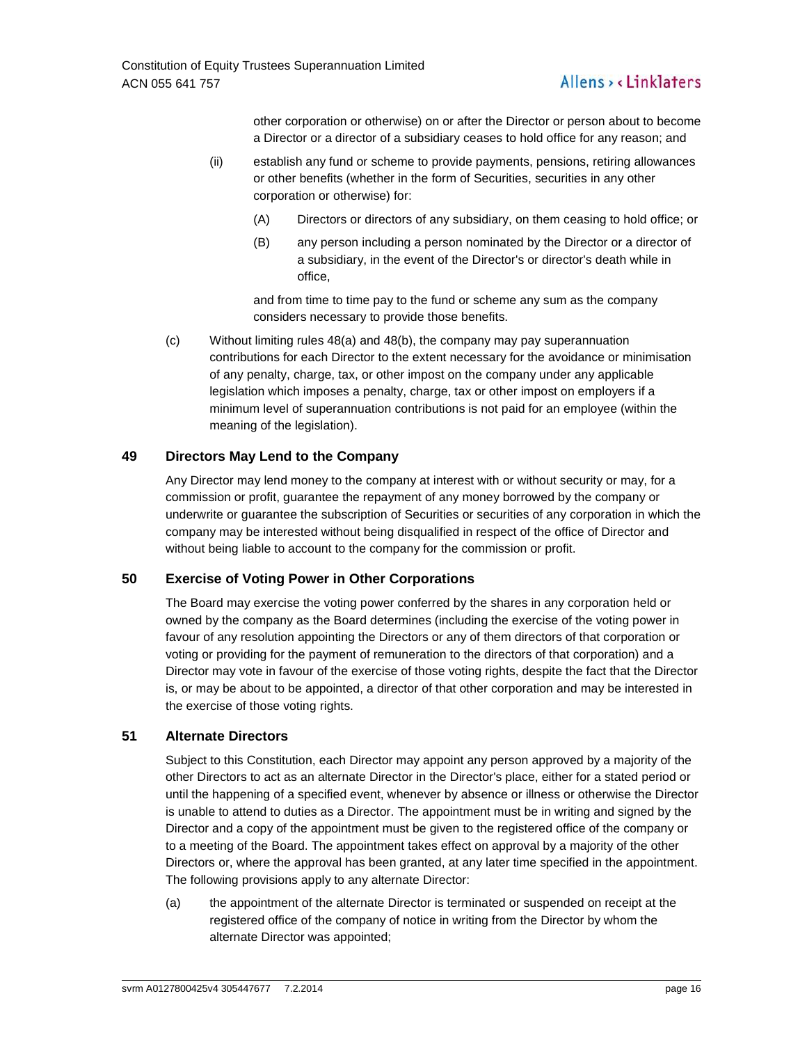other corporation or otherwise) on or after the Director or person about to become a Director or a director of a subsidiary ceases to hold office for any reason; and

(ii) establish any fund or scheme to provide payments, pensions, retiring allowances or other benefits (whether in the form of Securities, securities in any other corporation or otherwise) for:

(A) Directors or directors of any subsidiary, on them ceasing to hold office; or

(B) any person including a person nominated by the Director or a director of a subsidiary, in the event of the Director's or director's death while in office,

and from time to time pay to the fund or scheme any sum as the company considers necessary to provide those benefits.

(c) Without limiting rules 48(a) and 48(b), the company may pay superannuation contributions for each Director to the extent necessary for the avoidance or minimisation of any penalty, charge, tax, or other impost on the company under any applicable legislation which imposes a penalty, charge, tax or other impost on employers if a minimum level of superannuation contributions is not paid for an employee (within the meaning of the legislation).

## 49 Directors May Lend to the Company

Any Director may lend money to the company at interest with or without security or may, for a commission or profit, guarantee the repayment of any money borrowed by the company or underwrite or guarantee the subscription of Securities or securities of any corporation in which the company may be interested without being disqualified in respect of the office of Director and without being liable to account to the company for the commission or profit.

## 50 Exercise of Voting Power in Other Corporations

The Board may exercise the voting power conferred by the shares in any corporation held or owned by the company as the Board determines (including the exercise of the voting power in favour of any resolution appointing the Directors or any of them directors of that corporation or voting or providing for the payment of remuneration to the directors of that corporation) and a Director may vote in favour of the exercise of those voting rights, despite the fact that the Director is, or may be about to be appointed, a director of that other corporation and may be interested in the exercise of those voting rights.

## 51 Alternate Directors

Subject to this Constitution, each Director may appoint any person approved by a majority of the other Directors to act as an alternate Director in the Director's place, either for a stated period or until the happening of a specified event, whenever by absence or illness or otherwise the Director is unable to attend to duties as a Director. The appointment must be in writing and signed by the Director and a copy of the appointment must be given to the registered office of the company or to a meeting of the Board. The appointment takes effect on approval by a majority of the other Directors or, where the approval has been granted, at any later time specified in the appointment. The following provisions apply to any alternate Director:

(a) the appointment of the alternate Director is terminated or suspended on receipt at the registered office of the company of notice in writing from the Director by whom the alternate Director was appointed;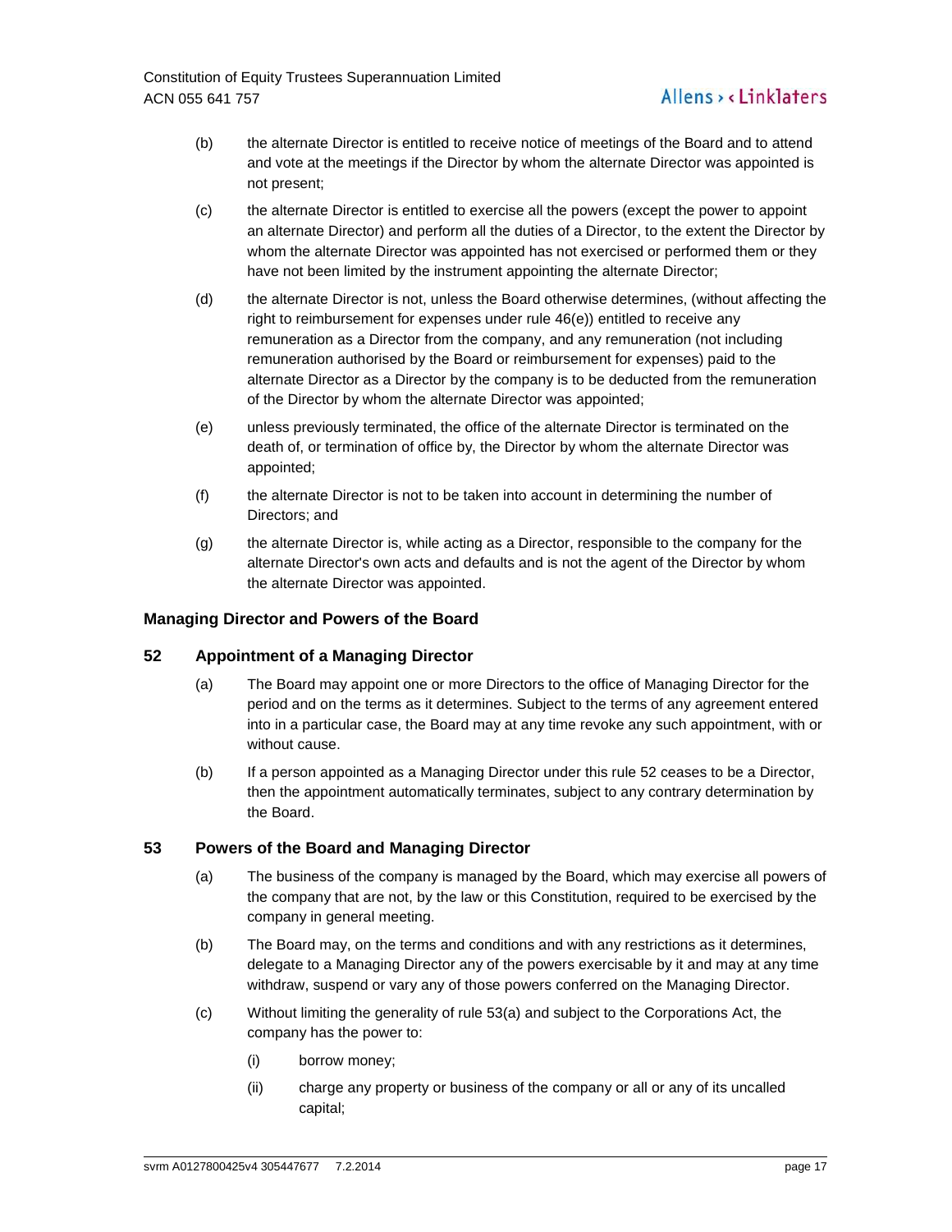(b) the alternate Director is entitled to receive notice of meetings of the Board and to attend and vote at the meetings if the Director by whom the alternate Director was appointed is not present;

(c) the alternate Director is entitled to exercise all the powers (except the power to appoint an alternate Director) and perform all the duties of a Director, to the extent the Director by whom the alternate Director was appointed has not exercised or performed them or they have not been limited by the instrument appointing the alternate Director;

(d) the alternate Director is not, unless the Board otherwise determines, (without affecting the right to reimbursement for expenses under rule 46(e)) entitled to receive any remuneration as a Director from the company, and any remuneration (not including remuneration authorised by the Board or reimbursement for expenses) paid to the alternate Director as a Director by the company is to be deducted from the remuneration of the Director by whom the alternate Director was appointed;

(e) unless previously terminated, the office of the alternate Director is terminated on the death of, or termination of office by, the Director by whom the alternate Director was appointed;

(f) the alternate Director is not to be taken into account in determining the number of Directors; and

(g) the alternate Director is, while acting as a Director, responsible to the company for the alternate Director's own acts and defaults and is not the agent of the Director by whom the alternate Director was appointed.

### Managing Director and Powers of the Board

## 52 Appointment of a Managing Director

(a) The Board may appoint one or more Directors to the office of Managing Director for the period and on the terms as it determines. Subject to the terms of any agreement entered into in a particular case, the Board may at any time revoke any such appointment, with or without cause.

(b) If a person appointed as a Managing Director under this rule 52 ceases to be a Director, then the appointment automatically terminates, subject to any contrary determination by the Board.

## 53 Powers of the Board and Managing Director

(a) The business of the company is managed by the Board, which may exercise all powers of the company that are not, by the law or this Constitution, required to be exercised by the company in general meeting.

(b) The Board may, on the terms and conditions and with any restrictions as it determines, delegate to a Managing Director any of the powers exercisable by it and may at any time withdraw, suspend or vary any of those powers conferred on the Managing Director.

(c) Without limiting the generality of rule 53(a) and subject to the Corporations Act, the company has the power to:

   (i) borrow money;

   (ii) charge any property or business of the company or all or any of its uncalled capital;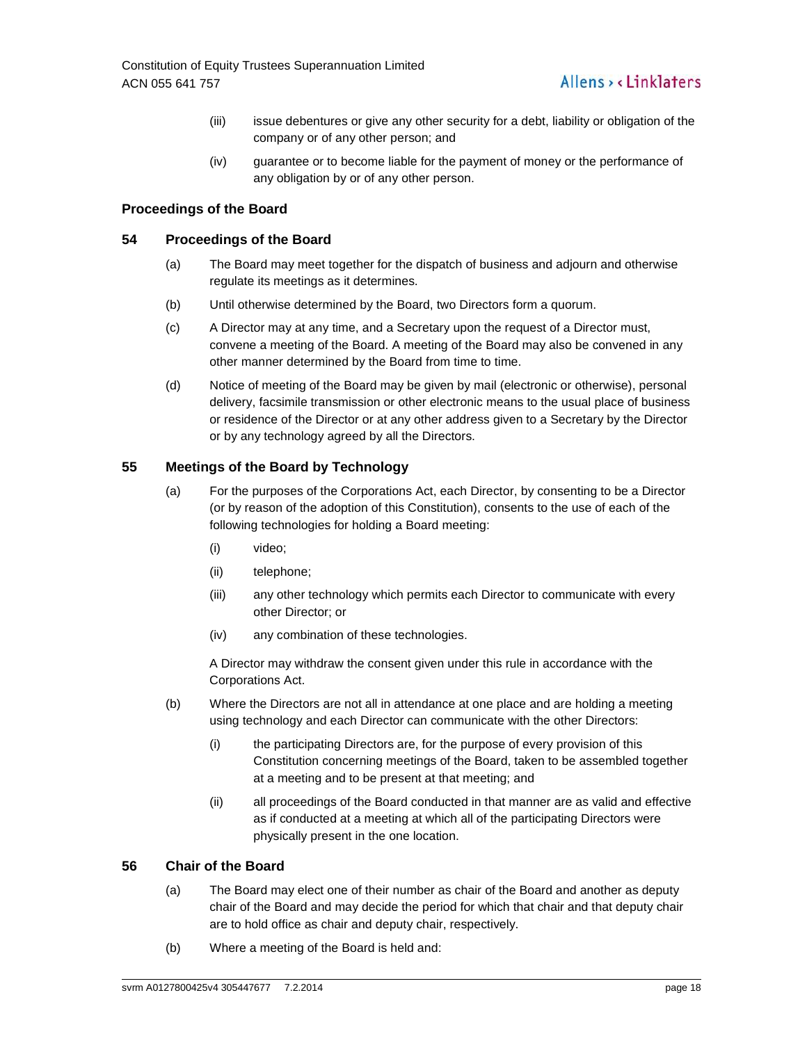(iii) issue debentures or give any other security for a debt, liability or obligation of the company or of any other person; and

(iv) guarantee or to become liable for the payment of money or the performance of any obligation by or of any other person.

## Proceedings of the Board

### 54 Proceedings of the Board

(a) The Board may meet together for the dispatch of business and adjourn and otherwise regulate its meetings as it determines.

(b) Until otherwise determined by the Board, two Directors form a quorum.

(c) A Director may at any time, and a Secretary upon the request of a Director must, convene a meeting of the Board. A meeting of the Board may also be convened in any other manner determined by the Board from time to time.

(d) Notice of meeting of the Board may be given by mail (electronic or otherwise), personal delivery, facsimile transmission or other electronic means to the usual place of business or residence of the Director or at any other address given to a Secretary by the Director or by any technology agreed by all the Directors.

### 55 Meetings of the Board by Technology

(a) For the purposes of the Corporations Act, each Director, by consenting to be a Director (or by reason of the adoption of this Constitution), consents to the use of each of the following technologies for holding a Board meeting:

(i) video;

(ii) telephone;

(iii) any other technology which permits each Director to communicate with every other Director; or

(iv) any combination of these technologies.

A Director may withdraw the consent given under this rule in accordance with the Corporations Act.

(b) Where the Directors are not all in attendance at one place and are holding a meeting using technology and each Director can communicate with the other Directors:

(i) the participating Directors are, for the purpose of every provision of this Constitution concerning meetings of the Board, taken to be assembled together at a meeting and to be present at that meeting; and

(ii) all proceedings of the Board conducted in that manner are as valid and effective as if conducted at a meeting at which all of the participating Directors were physically present in the one location.

### 56 Chair of the Board

(a) The Board may elect one of their number as chair of the Board and another as deputy chair of the Board and may decide the period for which that chair and that deputy chair are to hold office as chair and deputy chair, respectively.

(b) Where a meeting of the Board is held and: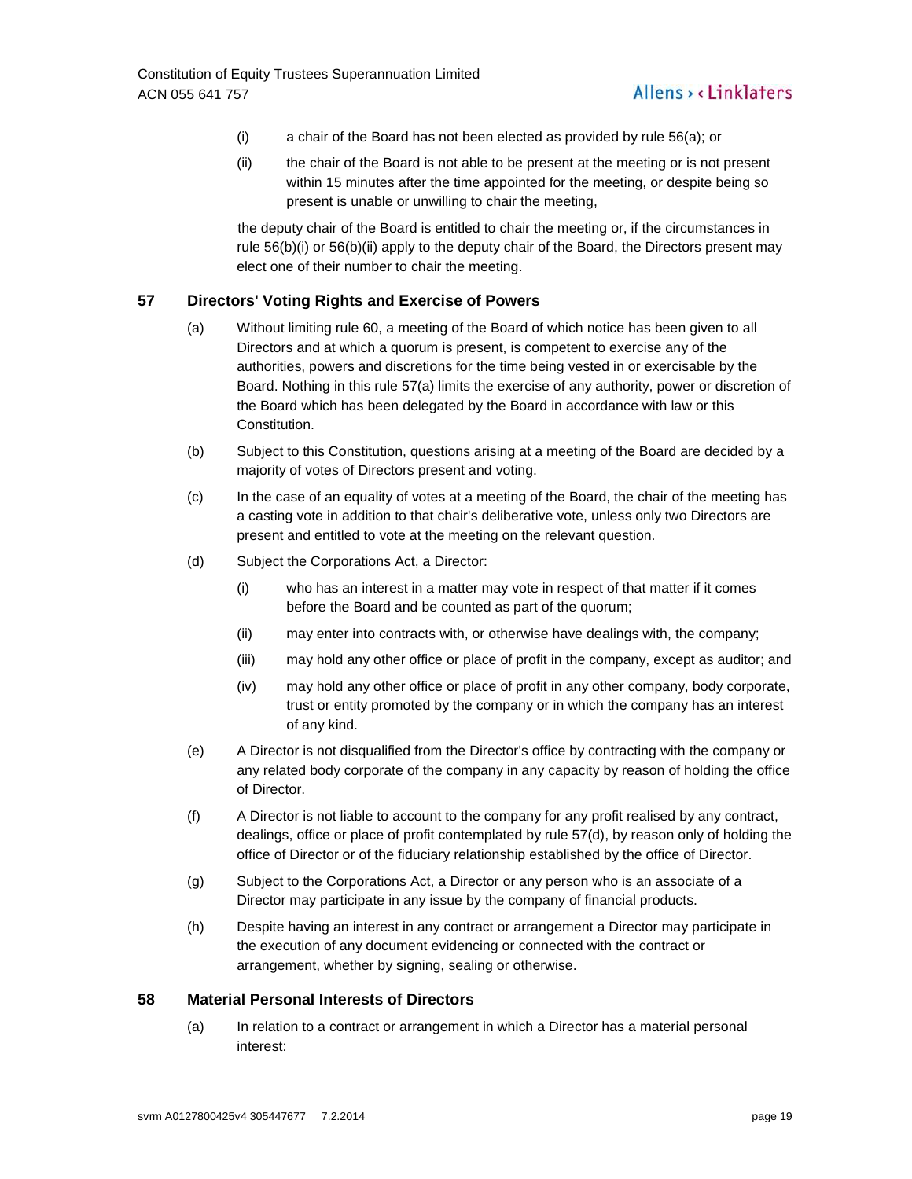(i) a chair of the Board has not been elected as provided by rule 56(a); or

(ii) the chair of the Board is not able to be present at the meeting or is not present within 15 minutes after the time appointed for the meeting, or despite being so present is unable or unwilling to chair the meeting,

the deputy chair of the Board is entitled to chair the meeting or, if the circumstances in rule 56(b)(i) or 56(b)(ii) apply to the deputy chair of the Board, the Directors present may elect one of their number to chair the meeting.

## 57 Directors' Voting Rights and Exercise of Powers

(a) Without limiting rule 60, a meeting of the Board of which notice has been given to all Directors and at which a quorum is present, is competent to exercise any of the authorities, powers and discretions for the time being vested in or exercisable by the Board. Nothing in this rule 57(a) limits the exercise of any authority, power or discretion of the Board which has been delegated by the Board in accordance with law or this Constitution.

(b) Subject to this Constitution, questions arising at a meeting of the Board are decided by a majority of votes of Directors present and voting.

(c) In the case of an equality of votes at a meeting of the Board, the chair of the meeting has a casting vote in addition to that chair's deliberative vote, unless only two Directors are present and entitled to vote at the meeting on the relevant question.

(d) Subject the Corporations Act, a Director:

   (i) who has an interest in a matter may vote in respect of that matter if it comes before the Board and be counted as part of the quorum;

   (ii) may enter into contracts with, or otherwise have dealings with, the company;

   (iii) may hold any other office or place of profit in the company, except as auditor; and

   (iv) may hold any other office or place of profit in any other company, body corporate, trust or entity promoted by the company or in which the company has an interest of any kind.

(e) A Director is not disqualified from the Director's office by contracting with the company or any related body corporate of the company in any capacity by reason of holding the office of Director.

(f) A Director is not liable to account to the company for any profit realised by any contract, dealings, office or place of profit contemplated by rule 57(d), by reason only of holding the office of Director or of the fiduciary relationship established by the office of Director.

(g) Subject to the Corporations Act, a Director or any person who is an associate of a Director may participate in any issue by the company of financial products.

(h) Despite having an interest in any contract or arrangement a Director may participate in the execution of any document evidencing or connected with the contract or arrangement, whether by signing, sealing or otherwise.

## 58 Material Personal Interests of Directors

(a) In relation to a contract or arrangement in which a Director has a material personal interest: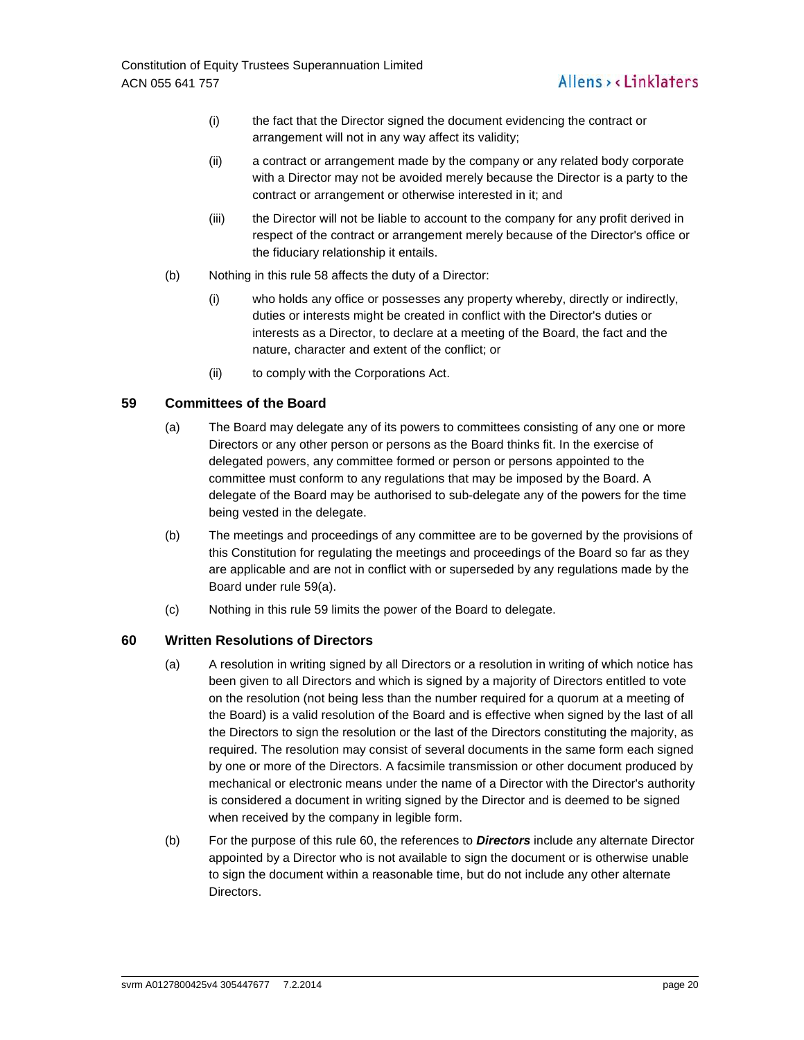(i) the fact that the Director signed the document evidencing the contract or arrangement will not in any way affect its validity;

(ii) a contract or arrangement made by the company or any related body corporate with a Director may not be avoided merely because the Director is a party to the contract or arrangement or otherwise interested in it; and

(iii) the Director will not be liable to account to the company for any profit derived in respect of the contract or arrangement merely because of the Director's office or the fiduciary relationship it entails.

(b) Nothing in this rule 58 affects the duty of a Director:

(i) who holds any office or possesses any property whereby, directly or indirectly, duties or interests might be created in conflict with the Director's duties or interests as a Director, to declare at a meeting of the Board, the fact and the nature, character and extent of the conflict; or

(ii) to comply with the Corporations Act.

## 59 Committees of the Board

(a) The Board may delegate any of its powers to committees consisting of any one or more Directors or any other person or persons as the Board thinks fit. In the exercise of delegated powers, any committee formed or person or persons appointed to the committee must conform to any regulations that may be imposed by the Board. A delegate of the Board may be authorised to sub-delegate any of the powers for the time being vested in the delegate.

(b) The meetings and proceedings of any committee are to be governed by the provisions of this Constitution for regulating the meetings and proceedings of the Board so far as they are applicable and are not in conflict with or superseded by any regulations made by the Board under rule 59(a).

(c) Nothing in this rule 59 limits the power of the Board to delegate.

## 60 Written Resolutions of Directors

(a) A resolution in writing signed by all Directors or a resolution in writing of which notice has been given to all Directors and which is signed by a majority of Directors entitled to vote on the resolution (not being less than the number required for a quorum at a meeting of the Board) is a valid resolution of the Board and is effective when signed by the last of all the Directors to sign the resolution or the last of the Directors constituting the majority, as required. The resolution may consist of several documents in the same form each signed by one or more of the Directors. A facsimile transmission or other document produced by mechanical or electronic means under the name of a Director with the Director's authority is considered a document in writing signed by the Director and is deemed to be signed when received by the company in legible form.

(b) For the purpose of this rule 60, the references to ***Directors*** include any alternate Director appointed by a Director who is not available to sign the document or is otherwise unable to sign the document within a reasonable time, but do not include any other alternate Directors.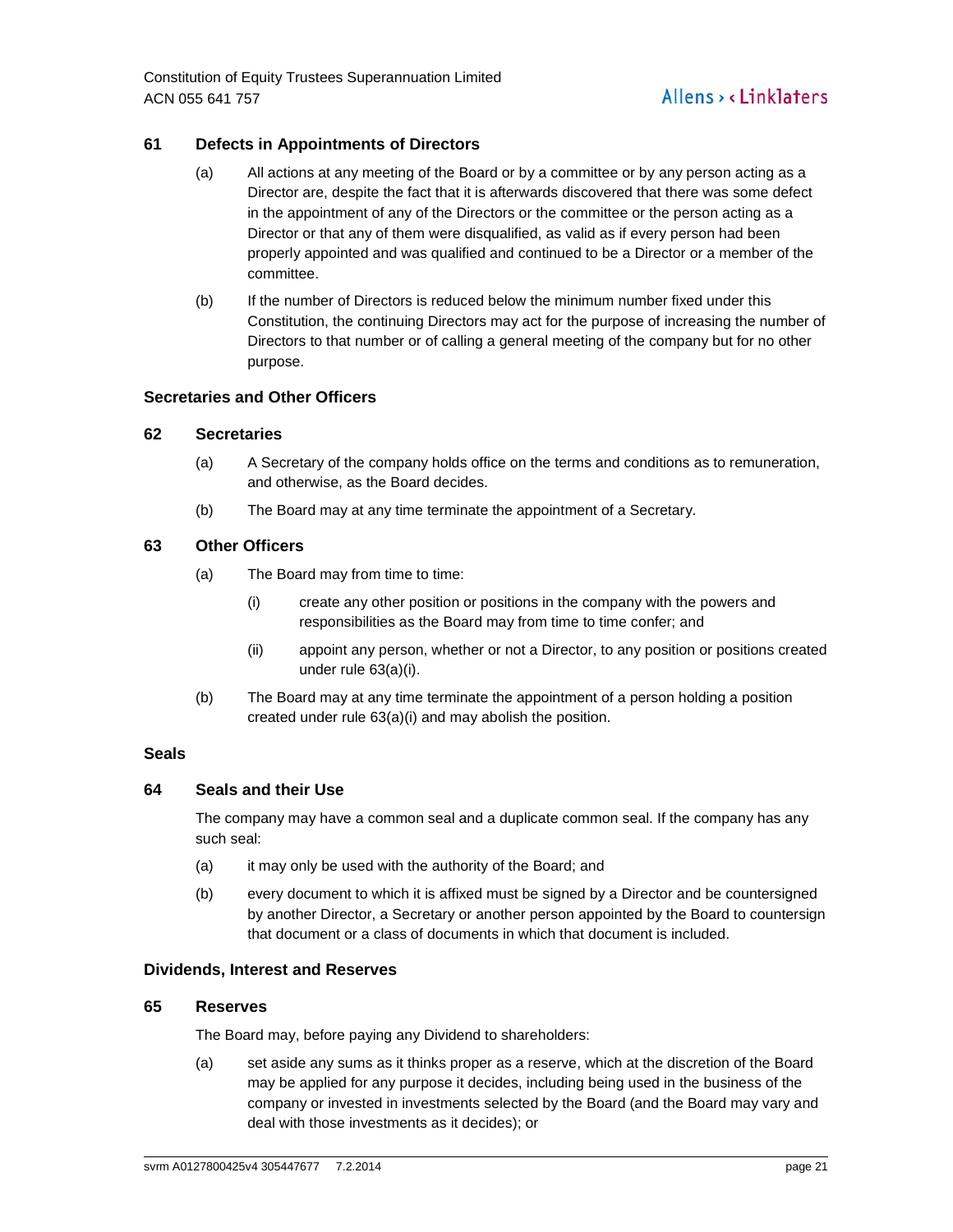### 61 Defects in Appointments of Directors

(a) All actions at any meeting of the Board or by a committee or by any person acting as a Director are, despite the fact that it is afterwards discovered that there was some defect in the appointment of any of the Directors or the committee or the person acting as a Director or that any of them were disqualified, as valid as if every person had been properly appointed and was qualified and continued to be a Director or a member of the committee.

(b) If the number of Directors is reduced below the minimum number fixed under this Constitution, the continuing Directors may act for the purpose of increasing the number of Directors to that number or of calling a general meeting of the company but for no other purpose.

## Secretaries and Other Officers

### 62 Secretaries

(a) A Secretary of the company holds office on the terms and conditions as to remuneration, and otherwise, as the Board decides.

(b) The Board may at any time terminate the appointment of a Secretary.

### 63 Other Officers

(a) The Board may from time to time:

(i) create any other position or positions in the company with the powers and responsibilities as the Board may from time to time confer; and

(ii) appoint any person, whether or not a Director, to any position or positions created under rule 63(a)(i).

(b) The Board may at any time terminate the appointment of a person holding a position created under rule 63(a)(i) and may abolish the position.

## Seals

### 64 Seals and their Use

The company may have a common seal and a duplicate common seal. If the company has any such seal:

(a) it may only be used with the authority of the Board; and

(b) every document to which it is affixed must be signed by a Director and be countersigned by another Director, a Secretary or another person appointed by the Board to countersign that document or a class of documents in which that document is included.

## Dividends, Interest and Reserves

### 65 Reserves

The Board may, before paying any Dividend to shareholders:

(a) set aside any sums as it thinks proper as a reserve, which at the discretion of the Board may be applied for any purpose it decides, including being used in the business of the company or invested in investments selected by the Board (and the Board may vary and deal with those investments as it decides); or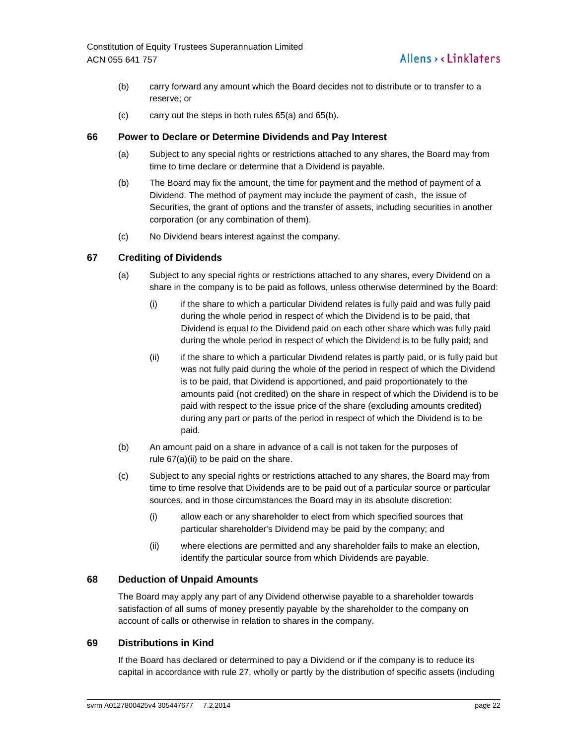(b) carry forward any amount which the Board decides not to distribute or to transfer to a reserve; or

(c) carry out the steps in both rules 65(a) and 65(b).

## 66 Power to Declare or Determine Dividends and Pay Interest

(a) Subject to any special rights or restrictions attached to any shares, the Board may from time to time declare or determine that a Dividend is payable.

(b) The Board may fix the amount, the time for payment and the method of payment of a Dividend. The method of payment may include the payment of cash, the issue of Securities, the grant of options and the transfer of assets, including securities in another corporation (or any combination of them).

(c) No Dividend bears interest against the company.

## 67 Crediting of Dividends

(a) Subject to any special rights or restrictions attached to any shares, every Dividend on a share in the company is to be paid as follows, unless otherwise determined by the Board:

(i) if the share to which a particular Dividend relates is fully paid and was fully paid during the whole period in respect of which the Dividend is to be paid, that Dividend is equal to the Dividend paid on each other share which was fully paid during the whole period in respect of which the Dividend is to be fully paid; and

(ii) if the share to which a particular Dividend relates is partly paid, or is fully paid but was not fully paid during the whole of the period in respect of which the Dividend is to be paid, that Dividend is apportioned, and paid proportionately to the amounts paid (not credited) on the share in respect of which the Dividend is to be paid with respect to the issue price of the share (excluding amounts credited) during any part or parts of the period in respect of which the Dividend is to be paid.

(b) An amount paid on a share in advance of a call is not taken for the purposes of rule 67(a)(ii) to be paid on the share.

(c) Subject to any special rights or restrictions attached to any shares, the Board may from time to time resolve that Dividends are to be paid out of a particular source or particular sources, and in those circumstances the Board may in its absolute discretion:

(i) allow each or any shareholder to elect from which specified sources that particular shareholder's Dividend may be paid by the company; and

(ii) where elections are permitted and any shareholder fails to make an election, identify the particular source from which Dividends are payable.

## 68 Deduction of Unpaid Amounts

The Board may apply any part of any Dividend otherwise payable to a shareholder towards satisfaction of all sums of money presently payable by the shareholder to the company on account of calls or otherwise in relation to shares in the company.

## 69 Distributions in Kind

If the Board has declared or determined to pay a Dividend or if the company is to reduce its capital in accordance with rule 27, wholly or partly by the distribution of specific assets (including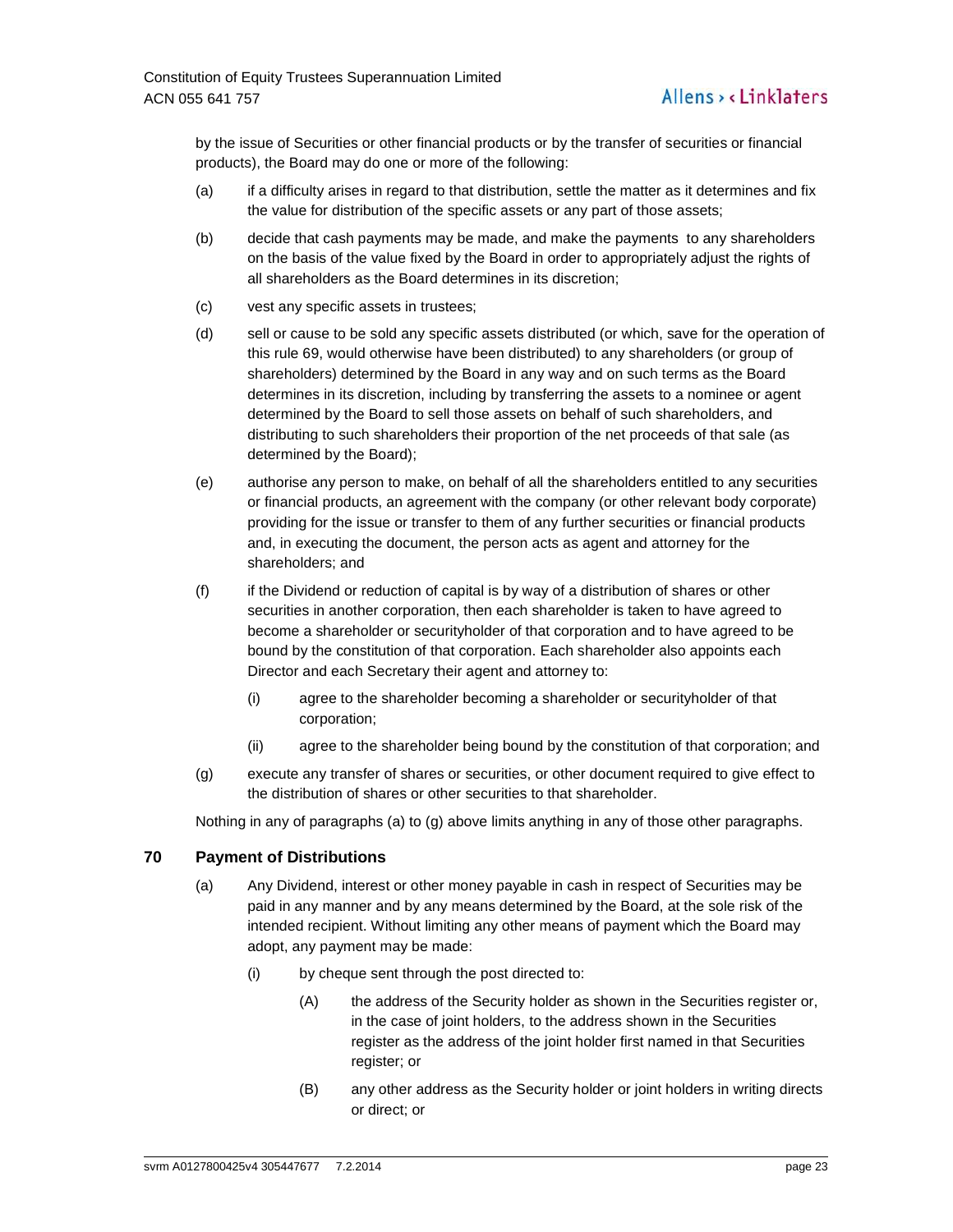by the issue of Securities or other financial products or by the transfer of securities or financial products), the Board may do one or more of the following:

(a) if a difficulty arises in regard to that distribution, settle the matter as it determines and fix the value for distribution of the specific assets or any part of those assets;

(b) decide that cash payments may be made, and make the payments to any shareholders on the basis of the value fixed by the Board in order to appropriately adjust the rights of all shareholders as the Board determines in its discretion;

(c) vest any specific assets in trustees;

(d) sell or cause to be sold any specific assets distributed (or which, save for the operation of this rule 69, would otherwise have been distributed) to any shareholders (or group of shareholders) determined by the Board in any way and on such terms as the Board determines in its discretion, including by transferring the assets to a nominee or agent determined by the Board to sell those assets on behalf of such shareholders, and distributing to such shareholders their proportion of the net proceeds of that sale (as determined by the Board);

(e) authorise any person to make, on behalf of all the shareholders entitled to any securities or financial products, an agreement with the company (or other relevant body corporate) providing for the issue or transfer to them of any further securities or financial products and, in executing the document, the person acts as agent and attorney for the shareholders; and

(f) if the Dividend or reduction of capital is by way of a distribution of shares or other securities in another corporation, then each shareholder is taken to have agreed to become a shareholder or securityholder of that corporation and to have agreed to be bound by the constitution of that corporation. Each shareholder also appoints each Director and each Secretary their agent and attorney to:

   (i) agree to the shareholder becoming a shareholder or securityholder of that corporation;

   (ii) agree to the shareholder being bound by the constitution of that corporation; and

(g) execute any transfer of shares or securities, or other document required to give effect to the distribution of shares or other securities to that shareholder.

Nothing in any of paragraphs (a) to (g) above limits anything in any of those other paragraphs.

## 70 Payment of Distributions

(a) Any Dividend, interest or other money payable in cash in respect of Securities may be paid in any manner and by any means determined by the Board, at the sole risk of the intended recipient. Without limiting any other means of payment which the Board may adopt, any payment may be made:

   (i) by cheque sent through the post directed to:

      (A) the address of the Security holder as shown in the Securities register or, in the case of joint holders, to the address shown in the Securities register as the address of the joint holder first named in that Securities register; or

      (B) any other address as the Security holder or joint holders in writing directs or direct; or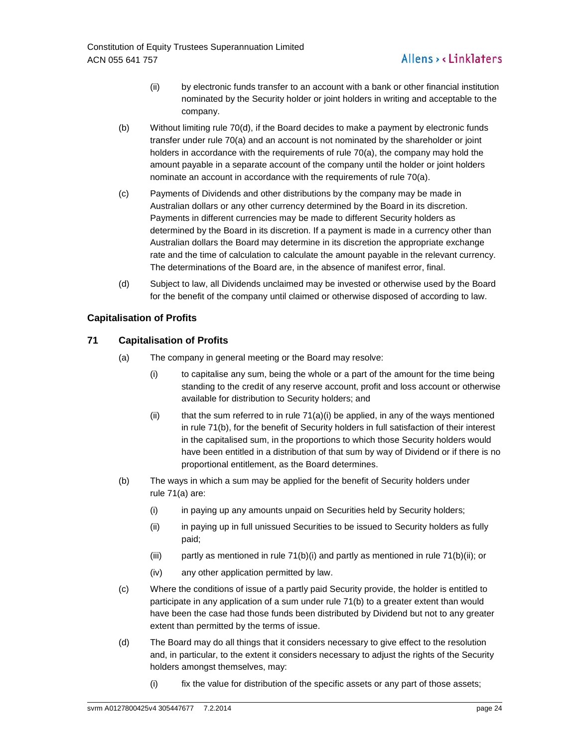(ii) by electronic funds transfer to an account with a bank or other financial institution nominated by the Security holder or joint holders in writing and acceptable to the company.

(b) Without limiting rule 70(d), if the Board decides to make a payment by electronic funds transfer under rule 70(a) and an account is not nominated by the shareholder or joint holders in accordance with the requirements of rule 70(a), the company may hold the amount payable in a separate account of the company until the holder or joint holders nominate an account in accordance with the requirements of rule 70(a).

(c) Payments of Dividends and other distributions by the company may be made in Australian dollars or any other currency determined by the Board in its discretion. Payments in different currencies may be made to different Security holders as determined by the Board in its discretion. If a payment is made in a currency other than Australian dollars the Board may determine in its discretion the appropriate exchange rate and the time of calculation to calculate the amount payable in the relevant currency. The determinations of the Board are, in the absence of manifest error, final.

(d) Subject to law, all Dividends unclaimed may be invested or otherwise used by the Board for the benefit of the company until claimed or otherwise disposed of according to law.

### Capitalisation of Profits

## 71 Capitalisation of Profits

(a) The company in general meeting or the Board may resolve:

(i) to capitalise any sum, being the whole or a part of the amount for the time being standing to the credit of any reserve account, profit and loss account or otherwise available for distribution to Security holders; and

(ii) that the sum referred to in rule 71(a)(i) be applied, in any of the ways mentioned in rule 71(b), for the benefit of Security holders in full satisfaction of their interest in the capitalised sum, in the proportions to which those Security holders would have been entitled in a distribution of that sum by way of Dividend or if there is no proportional entitlement, as the Board determines.

(b) The ways in which a sum may be applied for the benefit of Security holders under rule 71(a) are:

(i) in paying up any amounts unpaid on Securities held by Security holders;

(ii) in paying up in full unissued Securities to be issued to Security holders as fully paid;

(iii) partly as mentioned in rule 71(b)(i) and partly as mentioned in rule 71(b)(ii); or

(iv) any other application permitted by law.

(c) Where the conditions of issue of a partly paid Security provide, the holder is entitled to participate in any application of a sum under rule 71(b) to a greater extent than would have been the case had those funds been distributed by Dividend but not to any greater extent than permitted by the terms of issue.

(d) The Board may do all things that it considers necessary to give effect to the resolution and, in particular, to the extent it considers necessary to adjust the rights of the Security holders amongst themselves, may:

(i) fix the value for distribution of the specific assets or any part of those assets;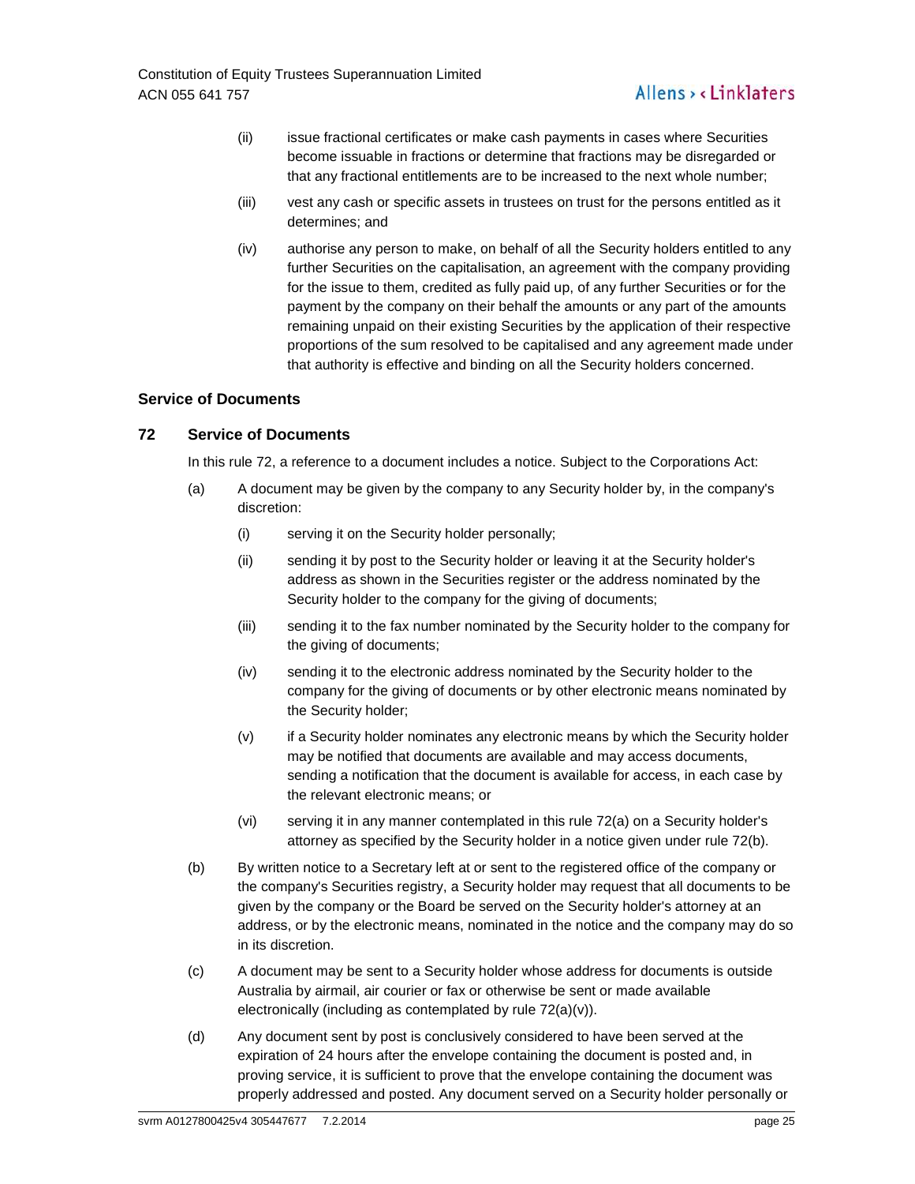(ii) issue fractional certificates or make cash payments in cases where Securities become issuable in fractions or determine that fractions may be disregarded or that any fractional entitlements are to be increased to the next whole number;

(iii) vest any cash or specific assets in trustees on trust for the persons entitled as it determines; and

(iv) authorise any person to make, on behalf of all the Security holders entitled to any further Securities on the capitalisation, an agreement with the company providing for the issue to them, credited as fully paid up, of any further Securities or for the payment by the company on their behalf the amounts or any part of the amounts remaining unpaid on their existing Securities by the application of their respective proportions of the sum resolved to be capitalised and any agreement made under that authority is effective and binding on all the Security holders concerned.

## Service of Documents

### 72 Service of Documents

In this rule 72, a reference to a document includes a notice. Subject to the Corporations Act:

(a) A document may be given by the company to any Security holder by, in the company's discretion:

(i) serving it on the Security holder personally;

(ii) sending it by post to the Security holder or leaving it at the Security holder's address as shown in the Securities register or the address nominated by the Security holder to the company for the giving of documents;

(iii) sending it to the fax number nominated by the Security holder to the company for the giving of documents;

(iv) sending it to the electronic address nominated by the Security holder to the company for the giving of documents or by other electronic means nominated by the Security holder;

(v) if a Security holder nominates any electronic means by which the Security holder may be notified that documents are available and may access documents, sending a notification that the document is available for access, in each case by the relevant electronic means; or

(vi) serving it in any manner contemplated in this rule 72(a) on a Security holder's attorney as specified by the Security holder in a notice given under rule 72(b).

(b) By written notice to a Secretary left at or sent to the registered office of the company or the company's Securities registry, a Security holder may request that all documents to be given by the company or the Board be served on the Security holder's attorney at an address, or by the electronic means, nominated in the notice and the company may do so in its discretion.

(c) A document may be sent to a Security holder whose address for documents is outside Australia by airmail, air courier or fax or otherwise be sent or made available electronically (including as contemplated by rule 72(a)(v)).

(d) Any document sent by post is conclusively considered to have been served at the expiration of 24 hours after the envelope containing the document is posted and, in proving service, it is sufficient to prove that the envelope containing the document was properly addressed and posted. Any document served on a Security holder personally or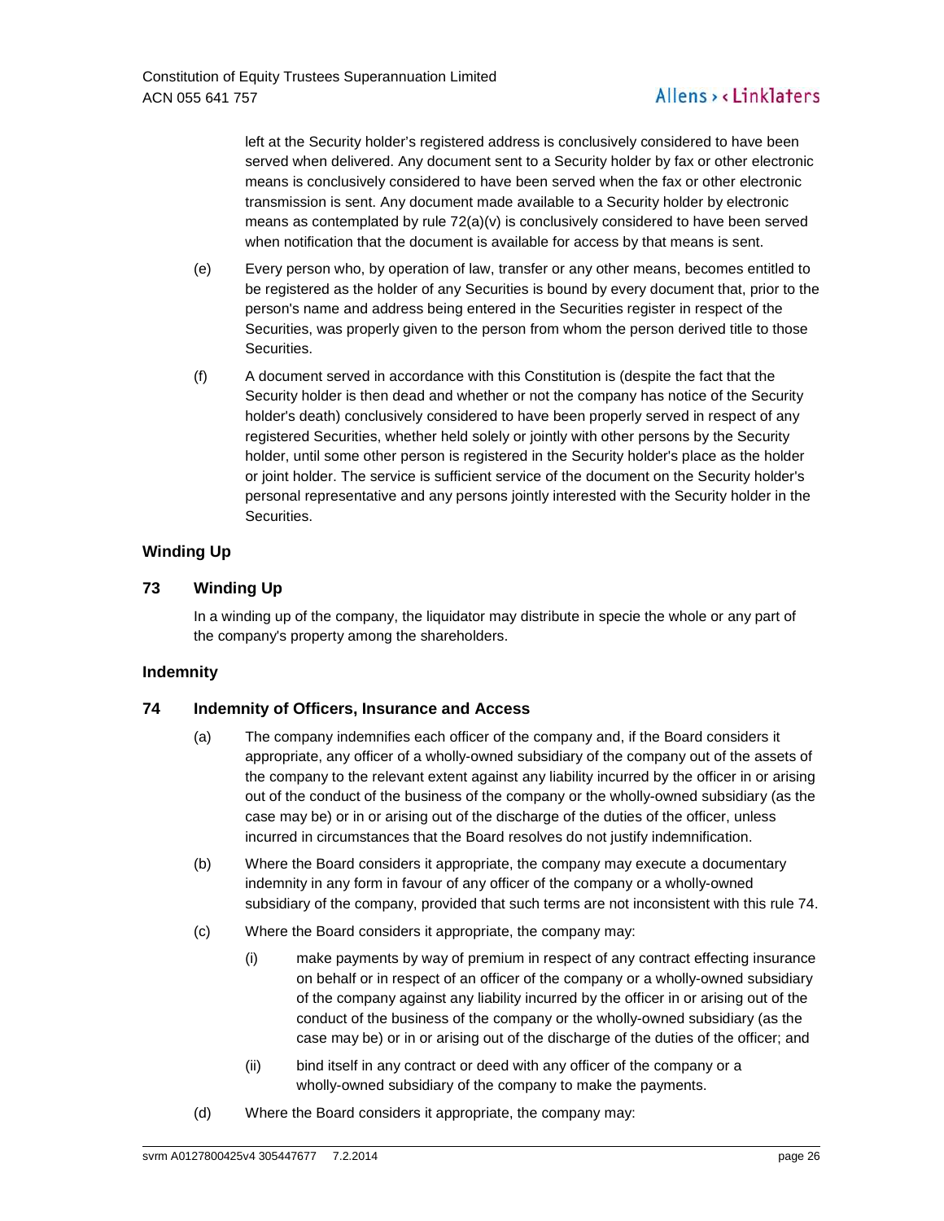left at the Security holder's registered address is conclusively considered to have been served when delivered. Any document sent to a Security holder by fax or other electronic means is conclusively considered to have been served when the fax or other electronic transmission is sent. Any document made available to a Security holder by electronic means as contemplated by rule 72(a)(v) is conclusively considered to have been served when notification that the document is available for access by that means is sent.

(e) Every person who, by operation of law, transfer or any other means, becomes entitled to be registered as the holder of any Securities is bound by every document that, prior to the person's name and address being entered in the Securities register in respect of the Securities, was properly given to the person from whom the person derived title to those Securities.

(f) A document served in accordance with this Constitution is (despite the fact that the Security holder is then dead and whether or not the company has notice of the Security holder's death) conclusively considered to have been properly served in respect of any registered Securities, whether held solely or jointly with other persons by the Security holder, until some other person is registered in the Security holder's place as the holder or joint holder. The service is sufficient service of the document on the Security holder's personal representative and any persons jointly interested with the Security holder in the Securities.

## Winding Up

### 73 Winding Up

In a winding up of the company, the liquidator may distribute in specie the whole or any part of the company's property among the shareholders.

## Indemnity

### 74 Indemnity of Officers, Insurance and Access

(a) The company indemnifies each officer of the company and, if the Board considers it appropriate, any officer of a wholly-owned subsidiary of the company out of the assets of the company to the relevant extent against any liability incurred by the officer in or arising out of the conduct of the business of the company or the wholly-owned subsidiary (as the case may be) or in or arising out of the discharge of the duties of the officer, unless incurred in circumstances that the Board resolves do not justify indemnification.

(b) Where the Board considers it appropriate, the company may execute a documentary indemnity in any form in favour of any officer of the company or a wholly-owned subsidiary of the company, provided that such terms are not inconsistent with this rule 74.

(c) Where the Board considers it appropriate, the company may:

(i) make payments by way of premium in respect of any contract effecting insurance on behalf or in respect of an officer of the company or a wholly-owned subsidiary of the company against any liability incurred by the officer in or arising out of the conduct of the business of the company or the wholly-owned subsidiary (as the case may be) or in or arising out of the discharge of the duties of the officer; and

(ii) bind itself in any contract or deed with any officer of the company or a wholly-owned subsidiary of the company to make the payments.

(d) Where the Board considers it appropriate, the company may: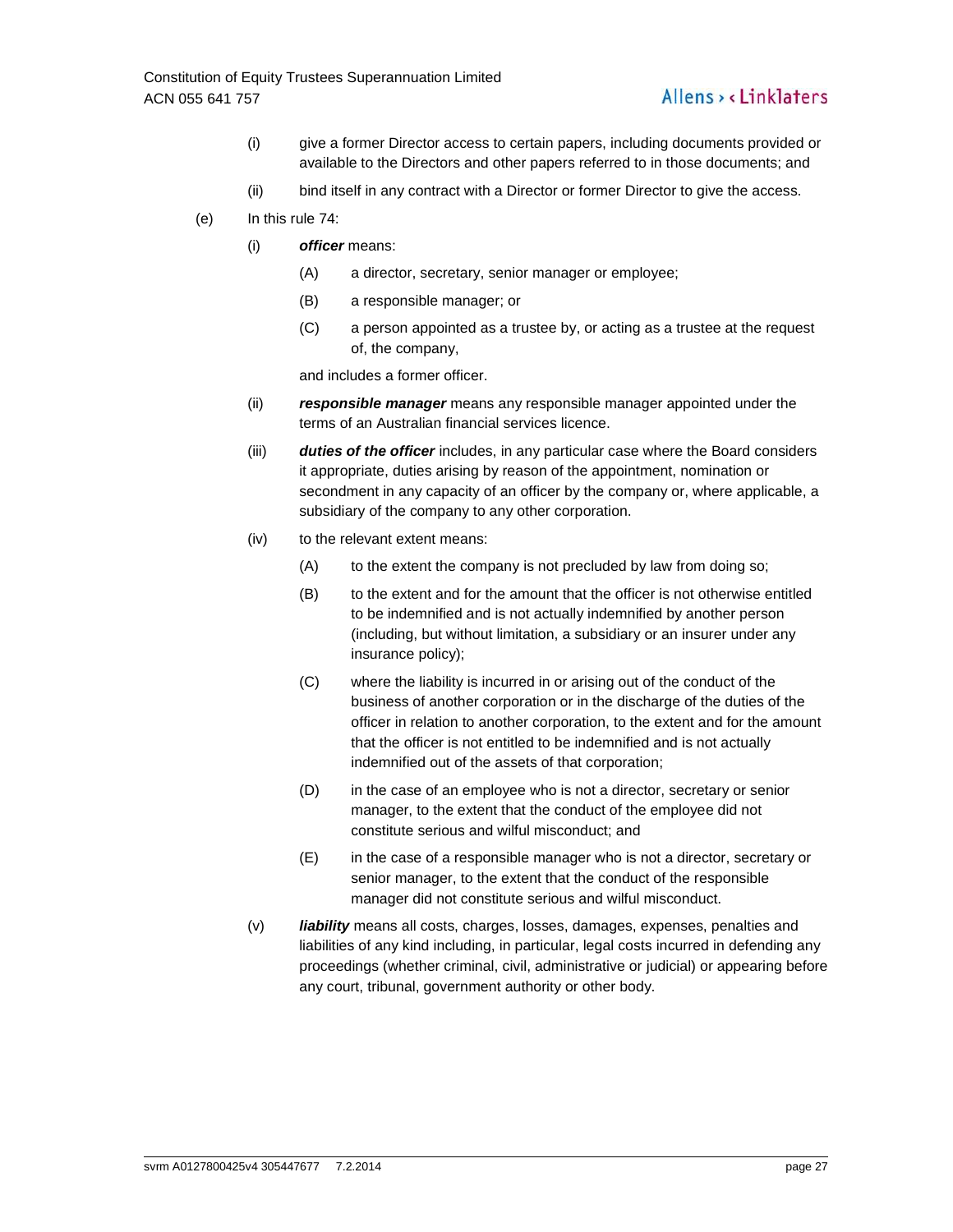(i) give a former Director access to certain papers, including documents provided or available to the Directors and other papers referred to in those documents; and

(ii) bind itself in any contract with a Director or former Director to give the access.

(e) In this rule 74:

(i) ***officer*** means:

(A) a director, secretary, senior manager or employee;

(B) a responsible manager; or

(C) a person appointed as a trustee by, or acting as a trustee at the request of, the company,

and includes a former officer.

(ii) ***responsible manager*** means any responsible manager appointed under the terms of an Australian financial services licence.

(iii) ***duties of the officer*** includes, in any particular case where the Board considers it appropriate, duties arising by reason of the appointment, nomination or secondment in any capacity of an officer by the company or, where applicable, a subsidiary of the company to any other corporation.

(iv) to the relevant extent means:

(A) to the extent the company is not precluded by law from doing so;

(B) to the extent and for the amount that the officer is not otherwise entitled to be indemnified and is not actually indemnified by another person (including, but without limitation, a subsidiary or an insurer under any insurance policy);

(C) where the liability is incurred in or arising out of the conduct of the business of another corporation or in the discharge of the duties of the officer in relation to another corporation, to the extent and for the amount that the officer is not entitled to be indemnified and is not actually indemnified out of the assets of that corporation;

(D) in the case of an employee who is not a director, secretary or senior manager, to the extent that the conduct of the employee did not constitute serious and wilful misconduct; and

(E) in the case of a responsible manager who is not a director, secretary or senior manager, to the extent that the conduct of the responsible manager did not constitute serious and wilful misconduct.

(v) ***liability*** means all costs, charges, losses, damages, expenses, penalties and liabilities of any kind including, in particular, legal costs incurred in defending any proceedings (whether criminal, civil, administrative or judicial) or appearing before any court, tribunal, government authority or other body.